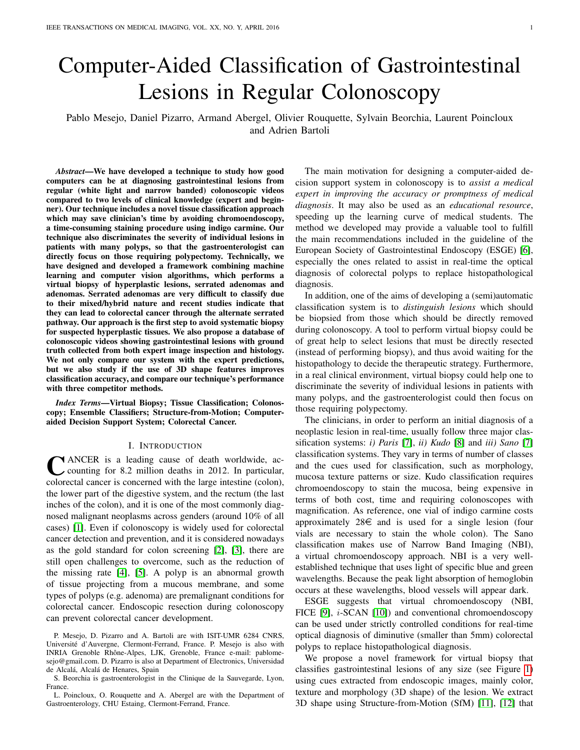# Computer-Aided Classification of Gastrointestinal Lesions in Regular Colonoscopy

Pablo Mesejo, Daniel Pizarro, Armand Abergel, Olivier Rouquette, Sylvain Beorchia, Laurent Poincloux and Adrien Bartoli

***Abstract*—We have developed a technique to study how good computers can be at diagnosing gastrointestinal lesions from regular (white light and narrow banded) colonoscopic videos compared to two levels of clinical knowledge (expert and beginner). Our technique includes a novel tissue classification approach which may save clinician's time by avoiding chromoendoscopy, a time-consuming staining procedure using indigo carmine. Our technique also discriminates the severity of individual lesions in patients with many polyps, so that the gastroenterologist can directly focus on those requiring polypectomy. Technically, we have designed and developed a framework combining machine learning and computer vision algorithms, which performs a virtual biopsy of hyperplastic lesions, serrated adenomas and adenomas. Serrated adenomas are very difficult to classify due to their mixed/hybrid nature and recent studies indicate that they can lead to colorectal cancer through the alternate serrated pathway. Our approach is the first step to avoid systematic biopsy for suspected hyperplastic tissues. We also propose a database of colonoscopic videos showing gastrointestinal lesions with ground truth collected from both expert image inspection and histology. We not only compare our system with the expert predictions, but we also study if the use of 3D shape features improves classification accuracy, and compare our technique's performance with three competitor methods.**

***Index Terms*—Virtual Biopsy; Tissue Classification; Colonoscopy; Ensemble Classifiers; Structure-from-Motion; Computer-aided Decision Support System; Colorectal Cancer.**

## I. Introduction

CANCER is a leading cause of death worldwide, accounting for 8.2 million deaths in 2012. In particular, colorectal cancer is concerned with the large intestine (colon), the lower part of the digestive system, and the rectum (the last inches of the colon), and it is one of the most commonly diagnosed malignant neoplasms across genders (around 10% of all cases) [1]. Even if colonoscopy is widely used for colorectal cancer detection and prevention, and it is considered nowadays as the gold standard for colon screening [2], [3], there are still open challenges to overcome, such as the reduction of the missing rate [4], [5]. A polyp is an abnormal growth of tissue projecting from a mucous membrane, and some types of polyps (e.g. adenoma) are premalignant conditions for colorectal cancer. Endoscopic resection during colonoscopy can prevent colorectal cancer development.

P. Mesejo, D. Pizarro and A. Bartoli are with ISIT-UMR 6284 CNRS, Université d'Auvergne, Clermont-Ferrand, France. P. Mesejo is also with INRIA Grenoble Rhône-Alpes, LJK, Grenoble, France e-mail: pablomesejo@gmail.com. D. Pizarro is also at Department of Electronics, Universidad de Alcalá, Alcalá de Henares, Spain

S. Beorchia is gastroenterologist in the Clinique de la Sauvegarde, Lyon, France.

L. Poincloux, O. Rouquette and A. Abergel are with the Department of Gastroenterology, CHU Estaing, Clermont-Ferrand, France.

The main motivation for designing a computer-aided decision support system in colonoscopy is to *assist a medical expert in improving the accuracy or promptness of medical diagnosis*. It may also be used as an *educational resource*, speeding up the learning curve of medical students. The method we developed may provide a valuable tool to fulfill the main recommendations included in the guideline of the European Society of Gastrointestinal Endoscopy (ESGE) [6], especially the ones related to assist in real-time the optical diagnosis of colorectal polyps to replace histopathological diagnosis.

In addition, one of the aims of developing a (semi)automatic classification system is to *distinguish lesions* which should be biopsied from those which should be directly removed during colonoscopy. A tool to perform virtual biopsy could be of great help to select lesions that must be directly resected (instead of performing biopsy), and thus avoid waiting for the histopathology to decide the therapeutic strategy. Furthermore, in a real clinical environment, virtual biopsy could help one to discriminate the severity of individual lesions in patients with many polyps, and the gastroenterologist could then focus on those requiring polypectomy.

The clinicians, in order to perform an initial diagnosis of a neoplastic lesion in real-time, usually follow three major classification systems: *i) Paris* [7], *ii) Kudo* [8] and *iii) Sano* [7] classification systems. They vary in terms of number of classes and the cues used for classification, such as morphology, mucosa texture patterns or size. Kudo classification requires chromoendoscopy to stain the mucosa, being expensive in terms of both cost, time and requiring colonoscopes with magnification. As reference, one vial of indigo carmine costs approximately 28€ and is used for a single lesion (four vials are necessary to stain the whole colon). The Sano classification makes use of Narrow Band Imaging (NBI), a virtual chromoendoscopy approach. NBI is a very well-established technique that uses light of specific blue and green wavelengths. Because the peak light absorption of hemoglobin occurs at these wavelengths, blood vessels will appear dark.

ESGE suggests that virtual chromoendoscopy (NBI, FICE [9], *i*-SCAN [10]) and conventional chromoendoscopy can be used under strictly controlled conditions for real-time optical diagnosis of diminutive (smaller than 5mm) colorectal polyps to replace histopathological diagnosis.

We propose a novel framework for virtual biopsy that classifies gastrointestinal lesions of any size (see Figure 1) using cues extracted from endoscopic images, mainly color, texture and morphology (3D shape) of the lesion. We extract 3D shape using Structure-from-Motion (SfM) [11], [12] that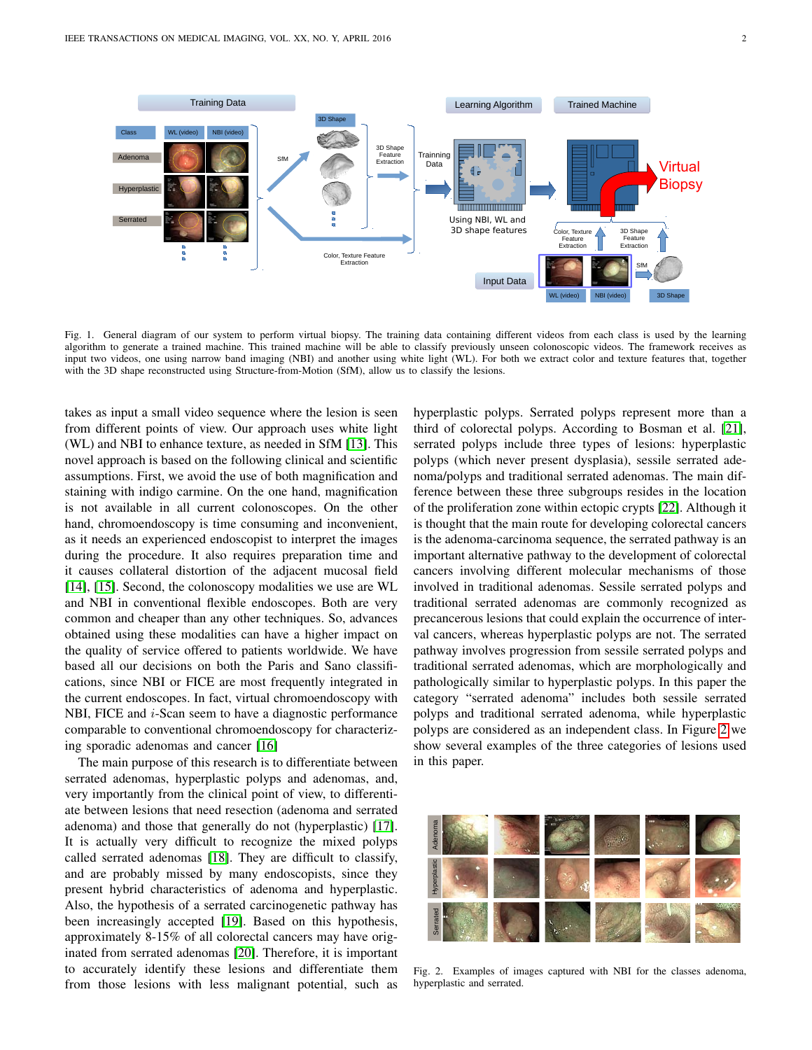Fig. 1. General diagram of our system to perform virtual biopsy. The training data containing different videos from each class is used by the learning algorithm to generate a trained machine. This trained machine will be able to classify previously unseen colonoscopic videos. The framework receives as input two videos, one using narrow band imaging (NBI) and another using white light (WL). For both we extract color and texture features that, together with the 3D shape reconstructed using Structure-from-Motion (SfM), allow us to classify the lesions.

takes as input a small video sequence where the lesion is seen from different points of view. Our approach uses white light (WL) and NBI to enhance texture, as needed in SfM [13]. This novel approach is based on the following clinical and scientific assumptions. First, we avoid the use of both magnification and staining with indigo carmine. On the one hand, magnification is not available in all current colonoscopes. On the other hand, chromoendoscopy is time consuming and inconvenient, as it needs an experienced endoscopist to interpret the images during the procedure. It also requires preparation time and it causes collateral distortion of the adjacent mucosal field [14], [15]. Second, the colonoscopy modalities we use are WL and NBI in conventional flexible endoscopes. Both are very common and cheaper than any other techniques. So, advances obtained using these modalities can have a higher impact on the quality of service offered to patients worldwide. We have based all our decisions on both the Paris and Sano classifications, since NBI or FICE are most frequently integrated in the current endoscopes. In fact, virtual chromoendoscopy with NBI, FICE and $i$-Scan seem to have a diagnostic performance comparable to conventional chromoendoscopy for characterizing sporadic adenomas and cancer [16]

The main purpose of this research is to differentiate between serrated adenomas, hyperplastic polyps and adenomas, and, very importantly from the clinical point of view, to differentiate between lesions that need resection (adenoma and serrated adenoma) and those that generally do not (hyperplastic) [17]. It is actually very difficult to recognize the mixed polyps called serrated adenomas [18]. They are difficult to classify, and are probably missed by many endoscopists, since they present hybrid characteristics of adenoma and hyperplastic. Also, the hypothesis of a serrated carcinogenetic pathway has been increasingly accepted [19]. Based on this hypothesis, approximately 8-15% of all colorectal cancers may have originated from serrated adenomas [20]. Therefore, it is important to accurately identify these lesions and differentiate them from those lesions with less malignant potential, such as hyperplastic polyps. Serrated polyps represent more than a third of colorectal polyps. According to Bosman et al. [21], serrated polyps include three types of lesions: hyperplastic polyps (which never present dysplasia), sessile serrated adenoma/polyps and traditional serrated adenomas. The main difference between these three subgroups resides in the location of the proliferation zone within ectopic crypts [22]. Although it is thought that the main route for developing colorectal cancers is the adenoma-carcinoma sequence, the serrated pathway is an important alternative pathway to the development of colorectal cancers involving different molecular mechanisms of those involved in traditional adenomas. Sessile serrated polyps and traditional serrated adenomas are commonly recognized as precancerous lesions that could explain the occurrence of interval cancers, whereas hyperplastic polyps are not. The serrated pathway involves progression from sessile serrated polyps and traditional serrated adenomas, which are morphologically and pathologically similar to hyperplastic polyps. In this paper the category "serrated adenoma" includes both sessile serrated polyps and traditional serrated adenoma, while hyperplastic polyps are considered as an independent class. In Figure 2 we show several examples of the three categories of lesions used in this paper.

Fig. 2. Examples of images captured with NBI for the classes adenoma, hyperplastic and serrated.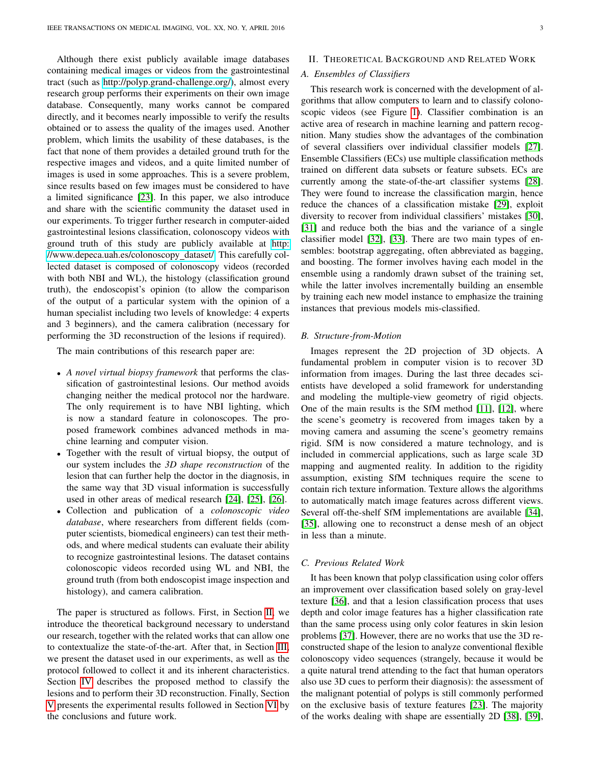Although there exist publicly available image databases containing medical images or videos from the gastrointestinal tract (such as http://polyp.grand-challenge.org/), almost every research group performs their experiments on their own image database. Consequently, many works cannot be compared directly, and it becomes nearly impossible to verify the results obtained or to assess the quality of the images used. Another problem, which limits the usability of these databases, is the fact that none of them provides a detailed ground truth for the respective images and videos, and a quite limited number of images is used in some approaches. This is a severe problem, since results based on few images must be considered to have a limited significance [23]. In this paper, we also introduce and share with the scientific community the dataset used in our experiments. To trigger further research in computer-aided gastrointestinal lesions classification, colonoscopy videos with ground truth of this study are publicly available at http://www.depeca.uah.es/colonoscopy_dataset/ This carefully collected dataset is composed of colonoscopy videos (recorded with both NBI and WL), the histology (classification ground truth), the endoscopist's opinion (to allow the comparison of the output of a particular system with the opinion of a human specialist including two levels of knowledge: 4 experts and 3 beginners), and the camera calibration (necessary for performing the 3D reconstruction of the lesions if required).

The main contributions of this research paper are:

- *A novel virtual biopsy framework* that performs the classification of gastrointestinal lesions. Our method avoids changing neither the medical protocol nor the hardware. The only requirement is to have NBI lighting, which is now a standard feature in colonoscopes. The proposed framework combines advanced methods in machine learning and computer vision.
- Together with the result of virtual biopsy, the output of our system includes the *3D shape reconstruction* of the lesion that can further help the doctor in the diagnosis, in the same way that 3D visual information is successfully used in other areas of medical research [24], [25], [26].
- Collection and publication of a *colonoscopic video database*, where researchers from different fields (computer scientists, biomedical engineers) can test their methods, and where medical students can evaluate their ability to recognize gastrointestinal lesions. The dataset contains colonoscopic videos recorded using WL and NBI, the ground truth (from both endoscopist image inspection and histology), and camera calibration.

The paper is structured as follows. First, in Section II, we introduce the theoretical background necessary to understand our research, together with the related works that can allow one to contextualize the state-of-the-art. After that, in Section III, we present the dataset used in our experiments, as well as the protocol followed to collect it and its inherent characteristics. Section IV describes the proposed method to classify the lesions and to perform their 3D reconstruction. Finally, Section V presents the experimental results followed in Section VI by the conclusions and future work.

## II. Theoretical Background and Related Work

### A. Ensembles of Classifiers

This research work is concerned with the development of algorithms that allow computers to learn and to classify colonoscopic videos (see Figure 1). Classifier combination is an active area of research in machine learning and pattern recognition. Many studies show the advantages of the combination of several classifiers over individual classifier models [27]. Ensemble Classifiers (ECs) use multiple classification methods trained on different data subsets or feature subsets. ECs are currently among the state-of-the-art classifier systems [28]. They were found to increase the classification margin, hence reduce the chances of a classification mistake [29], exploit diversity to recover from individual classifiers' mistakes [30], [31] and reduce both the bias and the variance of a single classifier model [32], [33]. There are two main types of ensembles: bootstrap aggregating, often abbreviated as bagging, and boosting. The former involves having each model in the ensemble using a randomly drawn subset of the training set, while the latter involves incrementally building an ensemble by training each new model instance to emphasize the training instances that previous models mis-classified.

### B. Structure-from-Motion

Images represent the 2D projection of 3D objects. A fundamental problem in computer vision is to recover 3D information from images. During the last three decades scientists have developed a solid framework for understanding and modeling the multiple-view geometry of rigid objects. One of the main results is the SfM method [11], [12], where the scene's geometry is recovered from images taken by a moving camera and assuming the scene's geometry remains rigid. SfM is now considered a mature technology, and is included in commercial applications, such as large scale 3D mapping and augmented reality. In addition to the rigidity assumption, existing SfM techniques require the scene to contain rich texture information. Texture allows the algorithms to automatically match image features across different views. Several off-the-shelf SfM implementations are available [34], [35], allowing one to reconstruct a dense mesh of an object in less than a minute.

### C. Previous Related Work

It has been known that polyp classification using color offers an improvement over classification based solely on gray-level texture [36], and that a lesion classification process that uses depth and color image features has a higher classification rate than the same process using only color features in skin lesion problems [37]. However, there are no works that use the 3D reconstructed shape of the lesion to analyze conventional flexible colonoscopy video sequences (strangely, because it would be a quite natural trend attending to the fact that human operators also use 3D cues to perform their diagnosis): the assessment of the malignant potential of polyps is still commonly performed on the exclusive basis of texture features [23]. The majority of the works dealing with shape are essentially 2D [38], [39],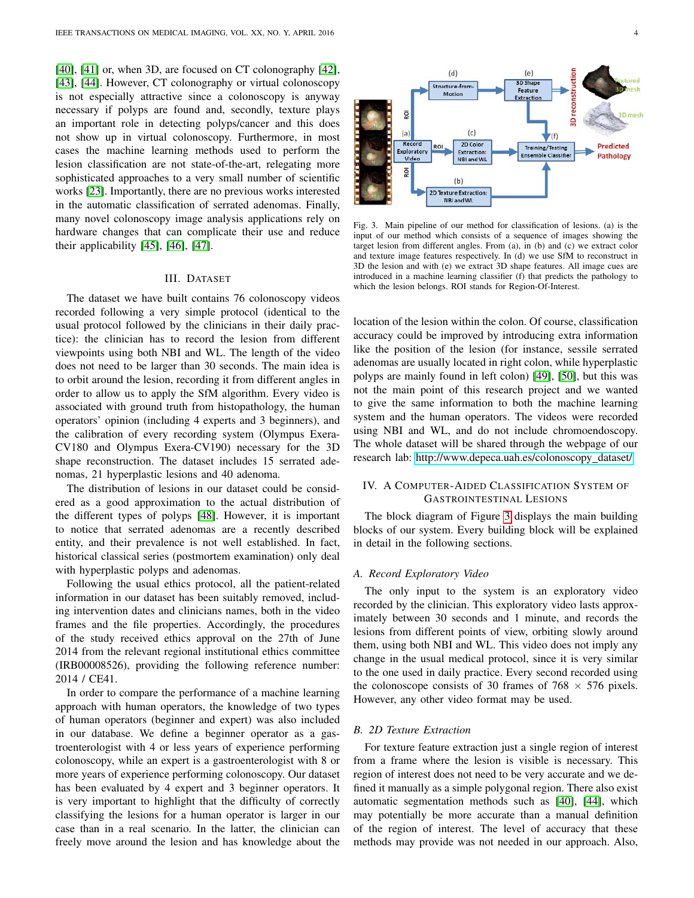[40], [41] or, when 3D, are focused on CT colonography [42], [43], [44]. However, CT colonography or virtual colonoscopy is not especially attractive since a colonoscopy is anyway necessary if polyps are found and, secondly, texture plays an important role in detecting polyps/cancer and this does not show up in virtual colonoscopy. Furthermore, in most cases the machine learning methods used to perform the lesion classification are not state-of-the-art, relegating more sophisticated approaches to a very small number of scientific works [23]. Importantly, there are no previous works interested in the automatic classification of serrated adenomas. Finally, many novel colonoscopy image analysis applications rely on hardware changes that can complicate their use and reduce their applicability [45], [46], [47].

## III. Dataset

The dataset we have built contains 76 colonoscopy videos recorded following a very simple protocol (identical to the usual protocol followed by the clinicians in their daily practice): the clinician has to record the lesion from different viewpoints using both NBI and WL. The length of the video does not need to be larger than 30 seconds. The main idea is to orbit around the lesion, recording it from different angles in order to allow us to apply the SfM algorithm. Every video is associated with ground truth from histopathology, the human operators' opinion (including 4 experts and 3 beginners), and the calibration of every recording system (Olympus Exera-CV180 and Olympus Exera-CV190) necessary for the 3D shape reconstruction. The dataset includes 15 serrated adenomas, 21 hyperplastic lesions and 40 adenoma.

The distribution of lesions in our dataset could be considered as a good approximation to the actual distribution of the different types of polyps [48]. However, it is important to notice that serrated adenomas are a recently described entity, and their prevalence is not well established. In fact, historical classical series (postmortem examination) only deal with hyperplastic polyps and adenomas.

Following the usual ethics protocol, all the patient-related information in our dataset has been suitably removed, including intervention dates and clinicians names, both in the video frames and the file properties. Accordingly, the procedures of the study received ethics approval on the 27th of June 2014 from the relevant regional institutional ethics committee (IRB00008526), providing the following reference number: 2014 / CE41.

In order to compare the performance of a machine learning approach with human operators, the knowledge of two types of human operators (beginner and expert) was also included in our database. We define a beginner operator as a gastroenterologist with 4 or less years of experience performing colonoscopy, while an expert is a gastroenterologist with 8 or more years of experience performing colonoscopy. Our dataset has been evaluated by 4 expert and 3 beginner operators. It is very important to highlight that the difficulty of correctly classifying the lesions for a human operator is larger in our case than in a real scenario. In the latter, the clinician can freely move around the lesion and has knowledge about the location of the lesion within the colon. Of course, classification accuracy could be improved by introducing extra information like the position of the lesion (for instance, sessile serrated adenomas are usually located in right colon, while hyperplastic polyps are mainly found in left colon) [49], [50], but this was not the main point of this research project and we wanted to give the same information to both the machine learning system and the human operators. The videos were recorded using NBI and WL, and do not include chromoendoscopy. The whole dataset will be shared through the webpage of our research lab: http://www.depeca.uah.es/colonoscopy_dataset/

Fig. 3. Main pipeline of our method for classification of lesions. (a) is the input of our method which consists of a sequence of images showing the target lesion from different angles. From (a), in (b) and (c) we extract color and texture image features respectively. In (d) we use SfM to reconstruct in 3D the lesion and with (e) we extract 3D shape features. All image cues are introduced in a machine learning classifier (f) that predicts the pathology to which the lesion belongs. ROI stands for Region-Of-Interest.

## IV. A Computer-Aided Classification System of Gastrointestinal Lesions

The block diagram of Figure 3 displays the main building blocks of our system. Every building block will be explained in detail in the following sections.

### A. Record Exploratory Video

The only input to the system is an exploratory video recorded by the clinician. This exploratory video lasts approximately between 30 seconds and 1 minute, and records the lesions from different points of view, orbiting slowly around them, using both NBI and WL. This video does not imply any change in the usual medical protocol, since it is very similar to the one used in daily practice. Every second recorded using the colonoscope consists of 30 frames of 768 $\times$ 576 pixels. However, any other video format may be used.

### B. 2D Texture Extraction

For texture feature extraction just a single region of interest from a frame where the lesion is visible is necessary. This region of interest does not need to be very accurate and we defined it manually as a simple polygonal region. There also exist automatic segmentation methods such as [40], [44], which may potentially be more accurate than a manual definition of the region of interest. The level of accuracy that these methods may provide was not needed in our approach. Also,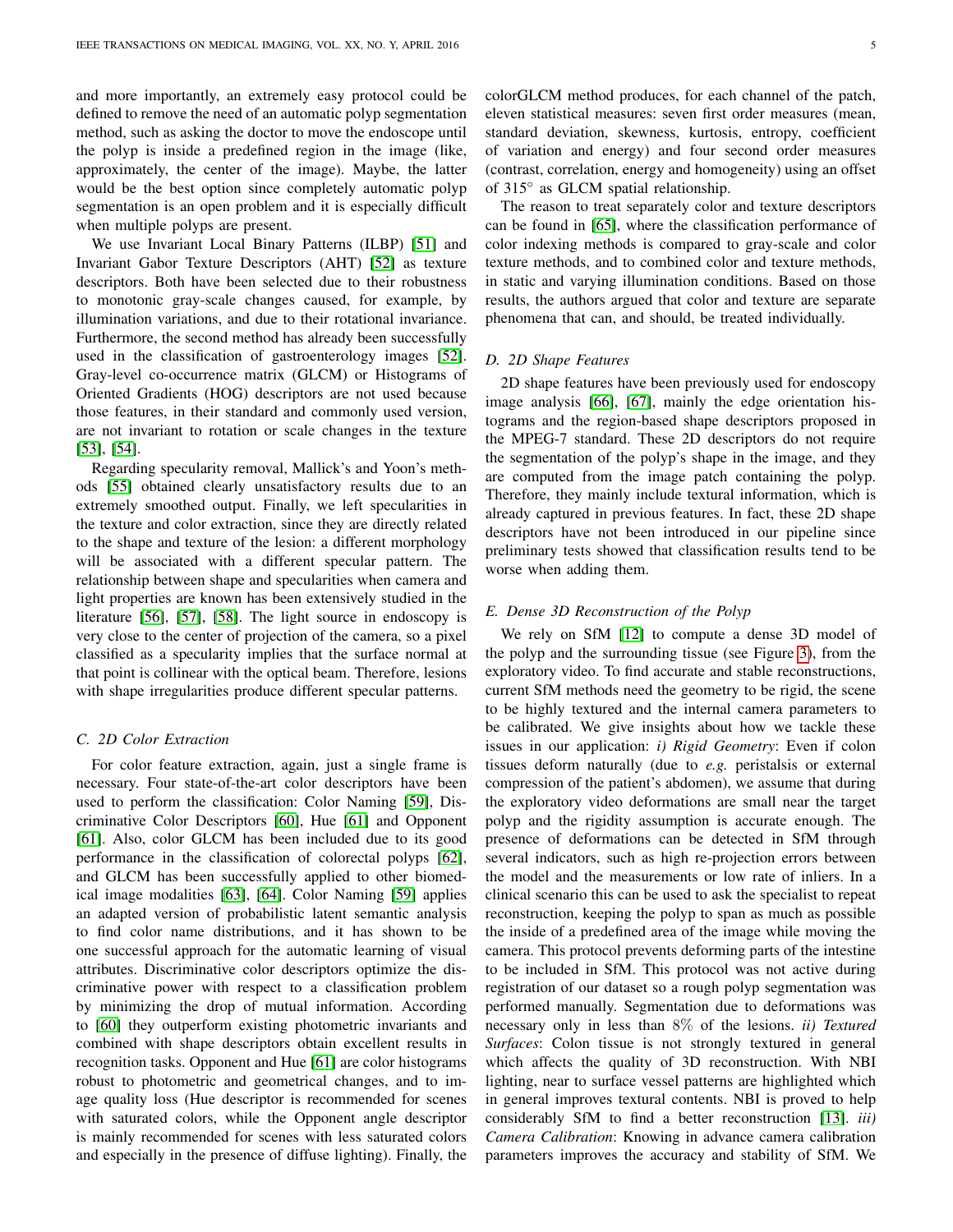and more importantly, an extremely easy protocol could be defined to remove the need of an automatic polyp segmentation method, such as asking the doctor to move the endoscope until the polyp is inside a predefined region in the image (like, approximately, the center of the image). Maybe, the latter would be the best option since completely automatic polyp segmentation is an open problem and it is especially difficult when multiple polyps are present.

We use Invariant Local Binary Patterns (ILBP) [51] and Invariant Gabor Texture Descriptors (AHT) [52] as texture descriptors. Both have been selected due to their robustness to monotonic gray-scale changes caused, for example, by illumination variations, and due to their rotational invariance. Furthermore, the second method has already been successfully used in the classification of gastroenterology images [52]. Gray-level co-occurrence matrix (GLCM) or Histograms of Oriented Gradients (HOG) descriptors are not used because those features, in their standard and commonly used version, are not invariant to rotation or scale changes in the texture [53], [54].

Regarding specularity removal, Mallick's and Yoon's methods [55] obtained clearly unsatisfactory results due to an extremely smoothed output. Finally, we left specularities in the texture and color extraction, since they are directly related to the shape and texture of the lesion: a different morphology will be associated with a different specular pattern. The relationship between shape and specularities when camera and light properties are known has been extensively studied in the literature [56], [57], [58]. The light source in endoscopy is very close to the center of projection of the camera, so a pixel classified as a specularity implies that the surface normal at that point is collinear with the optical beam. Therefore, lesions with shape irregularities produce different specular patterns.

### C. 2D Color Extraction

For color feature extraction, again, just a single frame is necessary. Four state-of-the-art color descriptors have been used to perform the classification: Color Naming [59], Discriminative Color Descriptors [60], Hue [61] and Opponent [61]. Also, color GLCM has been included due to its good performance in the classification of colorectal polyps [62], and GLCM has been successfully applied to other biomedical image modalities [63], [64]. Color Naming [59] applies an adapted version of probabilistic latent semantic analysis to find color name distributions, and it has shown to be one successful approach for the automatic learning of visual attributes. Discriminative color descriptors optimize the discriminative power with respect to a classification problem by minimizing the drop of mutual information. According to [60] they outperform existing photometric invariants and combined with shape descriptors obtain excellent results in recognition tasks. Opponent and Hue [61] are color histograms robust to photometric and geometrical changes, and to image quality loss (Hue descriptor is recommended for scenes with saturated colors, while the Opponent angle descriptor is mainly recommended for scenes with less saturated colors and especially in the presence of diffuse lighting). Finally, the colorGLCM method produces, for each channel of the patch, eleven statistical measures: seven first order measures (mean, standard deviation, skewness, kurtosis, entropy, coefficient of variation and energy) and four second order measures (contrast, correlation, energy and homogeneity) using an offset of $315^{\circ}$ as GLCM spatial relationship.

The reason to treat separately color and texture descriptors can be found in [65], where the classification performance of color indexing methods is compared to gray-scale and color texture methods, and to combined color and texture methods, in static and varying illumination conditions. Based on those results, the authors argued that color and texture are separate phenomena that can, and should, be treated individually.

### D. 2D Shape Features

2D shape features have been previously used for endoscopy image analysis [66], [67], mainly the edge orientation histograms and the region-based shape descriptors proposed in the MPEG-7 standard. These 2D descriptors do not require the segmentation of the polyp's shape in the image, and they are computed from the image patch containing the polyp. Therefore, they mainly include textural information, which is already captured in previous features. In fact, these 2D shape descriptors have not been introduced in our pipeline since preliminary tests showed that classification results tend to be worse when adding them.

### E. Dense 3D Reconstruction of the Polyp

We rely on SfM [12] to compute a dense 3D model of the polyp and the surrounding tissue (see Figure 3), from the exploratory video. To find accurate and stable reconstructions, current SfM methods need the geometry to be rigid, the scene to be highly textured and the internal camera parameters to be calibrated. We give insights about how we tackle these issues in our application: *i) Rigid Geometry*: Even if colon tissues deform naturally (due to *e.g.* peristalsis or external compression of the patient's abdomen), we assume that during the exploratory video deformations are small near the target polyp and the rigidity assumption is accurate enough. The presence of deformations can be detected in SfM through several indicators, such as high re-projection errors between the model and the measurements or low rate of inliers. In a clinical scenario this can be used to ask the specialist to repeat reconstruction, keeping the polyp to span as much as possible the inside of a predefined area of the image while moving the camera. This protocol prevents deforming parts of the intestine to be included in SfM. This protocol was not active during registration of our dataset so a rough polyp segmentation was performed manually. Segmentation due to deformations was necessary only in less than $8\%$ of the lesions. *ii) Textured Surfaces*: Colon tissue is not strongly textured in general which affects the quality of 3D reconstruction. With NBI lighting, near to surface vessel patterns are highlighted which in general improves textural contents. NBI is proved to help considerably SfM to find a better reconstruction [13]. *iii) Camera Calibration*: Knowing in advance camera calibration parameters improves the accuracy and stability of SfM. We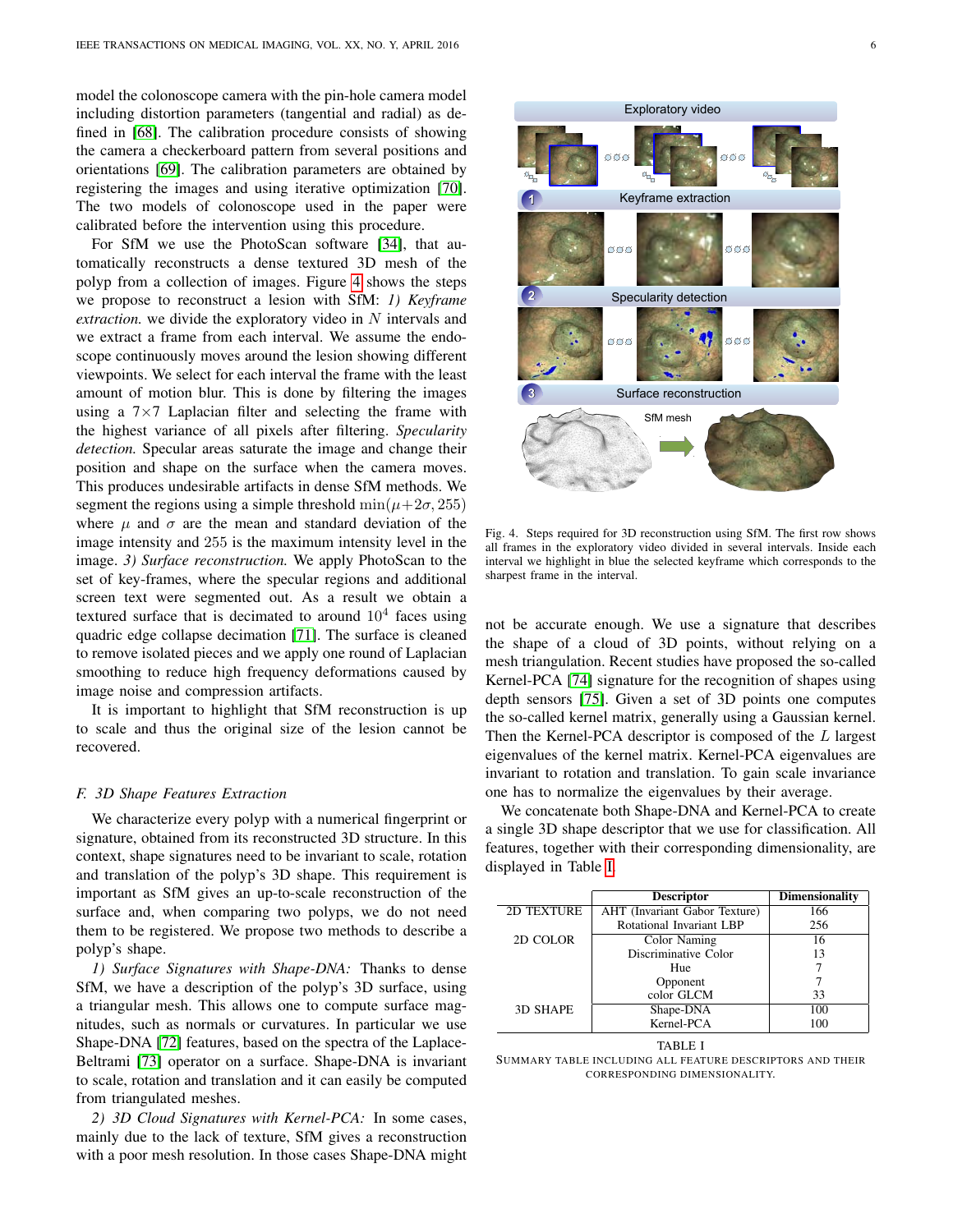model the colonoscope camera with the pin-hole camera model including distortion parameters (tangential and radial) as defined in [68]. The calibration procedure consists of showing the camera a checkerboard pattern from several positions and orientations [69]. The calibration parameters are obtained by registering the images and using iterative optimization [70]. The two models of colonoscope used in the paper were calibrated before the intervention using this procedure.

For SfM we use the PhotoScan software [34], that automatically reconstructs a dense textured 3D mesh of the polyp from a collection of images. Figure 4 shows the steps we propose to reconstruct a lesion with SfM: *1) Keyframe extraction.* we divide the exploratory video in $N$ intervals and we extract a frame from each interval. We assume the endoscope continuously moves around the lesion showing different viewpoints. We select for each interval the frame with the least amount of motion blur. This is done by filtering the images using a $7{\times}7$ Laplacian filter and selecting the frame with the highest variance of all pixels after filtering. *Specularity detection.* Specular areas saturate the image and change their position and shape on the surface when the camera moves. This produces undesirable artifacts in dense SfM methods. We segment the regions using a simple threshold $\min(\mu{+}2\sigma, 255)$ where $\mu$ and $\sigma$ are the mean and standard deviation of the image intensity and 255 is the maximum intensity level in the image. *3) Surface reconstruction.* We apply PhotoScan to the set of key-frames, where the specular regions and additional screen text were segmented out. As a result we obtain a textured surface that is decimated to around $10^4$ faces using quadric edge collapse decimation [71]. The surface is cleaned to remove isolated pieces and we apply one round of Laplacian smoothing to reduce high frequency deformations caused by image noise and compression artifacts.

It is important to highlight that SfM reconstruction is up to scale and thus the original size of the lesion cannot be recovered.

Fig. 4. Steps required for 3D reconstruction using SfM. The first row shows all frames in the exploratory video divided in several intervals. Inside each interval we highlight in blue the selected keyframe which corresponds to the sharpest frame in the interval.

### F. 3D Shape Features Extraction

We characterize every polyp with a numerical fingerprint or signature, obtained from its reconstructed 3D structure. In this context, shape signatures need to be invariant to scale, rotation and translation of the polyp's 3D shape. This requirement is important as SfM gives an up-to-scale reconstruction of the surface and, when comparing two polyps, we do not need them to be registered. We propose two methods to describe a polyp's shape.

*1) Surface Signatures with Shape-DNA:* Thanks to dense SfM, we have a description of the polyp's 3D surface, using a triangular mesh. This allows one to compute surface magnitudes, such as normals or curvatures. In particular we use Shape-DNA [72] features, based on the spectra of the Laplace-Beltrami [73] operator on a surface. Shape-DNA is invariant to scale, rotation and translation and it can easily be computed from triangulated meshes.

*2) 3D Cloud Signatures with Kernel-PCA:* In some cases, mainly due to the lack of texture, SfM gives a reconstruction with a poor mesh resolution. In those cases Shape-DNA might not be accurate enough. We use a signature that describes the shape of a cloud of 3D points, without relying on a mesh triangulation. Recent studies have proposed the so-called Kernel-PCA [74] signature for the recognition of shapes using depth sensors [75]. Given a set of 3D points one computes the so-called kernel matrix, generally using a Gaussian kernel. Then the Kernel-PCA descriptor is composed of the $L$ largest eigenvalues of the kernel matrix. Kernel-PCA eigenvalues are invariant to rotation and translation. To gain scale invariance one has to normalize the eigenvalues by their average.

We concatenate both Shape-DNA and Kernel-PCA to create a single 3D shape descriptor that we use for classification. All features, together with their corresponding dimensionality, are displayed in Table I.

| | **Descriptor** | **Dimensionality** |
|---|---|---|
| 2D TEXTURE | AHT (Invariant Gabor Texture) | 166 |
| | Rotational Invariant LBP | 256 |
| 2D COLOR | Color Naming | 16 |
| | Discriminative Color | 13 |
| | Hue | 7 |
| | Opponent | 7 |
| | color GLCM | 33 |
| 3D SHAPE | Shape-DNA | 100 |
| | Kernel-PCA | 100 |

TABLE I
SUMMARY TABLE INCLUDING ALL FEATURE DESCRIPTORS AND THEIR CORRESPONDING DIMENSIONALITY.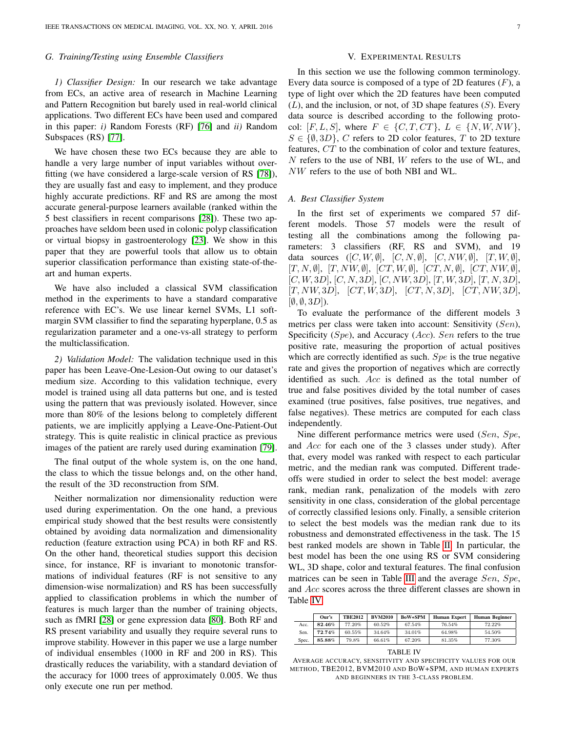### G. Training/Testing using Ensemble Classifiers

*1) Classifier Design:* In our research we take advantage from ECs, an active area of research in Machine Learning and Pattern Recognition but barely used in real-world clinical applications. Two different ECs have been used and compared in this paper: *i)* Random Forests (RF) [76] and *ii)* Random Subspaces (RS) [77].

We have chosen these two ECs because they are able to handle a very large number of input variables without overfitting (we have considered a large-scale version of RS [78]), they are usually fast and easy to implement, and they produce highly accurate predictions. RF and RS are among the most accurate general-purpose learners available (ranked within the 5 best classifiers in recent comparisons [28]). These two approaches have seldom been used in colonic polyp classification or virtual biopsy in gastroenterology [23]. We show in this paper that they are powerful tools that allow us to obtain superior classification performance than existing state-of-the-art and human experts.

We have also included a classical SVM classification method in the experiments to have a standard comparative reference with EC's. We use linear kernel SVMs, L1 soft-margin SVM classifier to find the separating hyperplane, 0.5 as regularization parameter and a one-vs-all strategy to perform the multiclassification.

*2) Validation Model:* The validation technique used in this paper has been Leave-One-Lesion-Out owing to our dataset's medium size. According to this validation technique, every model is trained using all data patterns but one, and is tested using the pattern that was previously isolated. However, since more than 80% of the lesions belong to completely different patients, we are implicitly applying a Leave-One-Patient-Out strategy. This is quite realistic in clinical practice as previous images of the patient are rarely used during examination [79].

The final output of the whole system is, on the one hand, the class to which the tissue belongs and, on the other hand, the result of the 3D reconstruction from SfM.

Neither normalization nor dimensionality reduction were used during experimentation. On the one hand, a previous empirical study showed that the best results were consistently obtained by avoiding data normalization and dimensionality reduction (feature extraction using PCA) in both RF and RS. On the other hand, theoretical studies support this decision since, for instance, RF is invariant to monotonic transformations of individual features (RF is not sensitive to any dimension-wise normalization) and RS has been successfully applied to classification problems in which the number of features is much larger than the number of training objects, such as fMRI [28] or gene expression data [80]. Both RF and RS present variability and usually they require several runs to improve stability. However in this paper we use a large number of individual ensembles (1000 in RF and 200 in RS). This drastically reduces the variability, with a standard deviation of the accuracy for 1000 trees of approximately 0.005. We thus only execute one run per method.

## V. Experimental Results

In this section we use the following common terminology. Every data source is composed of a type of 2D features ($F$), a type of light over which the 2D features have been computed ($L$), and the inclusion, or not, of 3D shape features ($S$). Every data source is described according to the following protocol: $[F, L, S]$, where $F \in \{C, T, CT\}$, $L \in \{N, W, NW\}$, $S \in \{\emptyset, 3D\}$, $C$ refers to 2D color features, $T$ to 2D texture features, $CT$ to the combination of color and texture features, $N$ refers to the use of NBI, $W$ refers to the use of WL, and $NW$ refers to the use of both NBI and WL.

### A. Best Classifier System

In the first set of experiments we compared 57 different models. Those 57 models were the result of testing all the combinations among the following parameters: 3 classifiers (RF, RS and SVM), and 19 data sources ($[C, W, \emptyset]$, $[C, N, \emptyset]$, $[C, NW, \emptyset]$, $[T, W, \emptyset]$, $[T, N, \emptyset]$, $[T, NW, \emptyset]$, $[CT, W, \emptyset]$, $[CT, N, \emptyset]$, $[CT, NW, \emptyset]$, $[C, W, 3D]$, $[C, N, 3D]$, $[C, NW, 3D]$, $[T, W, 3D]$, $[T, N, 3D]$, $[T, NW, 3D]$, $[CT, W, 3D]$, $[CT, N, 3D]$, $[CT, NW, 3D]$, $[\emptyset, \emptyset, 3D]$).

To evaluate the performance of the different models 3 metrics per class were taken into account: Sensitivity ($Sen$), Specificity ($Spe$), and Accuracy ($Acc$). $Sen$ refers to the true positive rate, measuring the proportion of actual positives which are correctly identified as such. $Spe$ is the true negative rate and gives the proportion of negatives which are correctly identified as such. $Acc$ is defined as the total number of true and false positives divided by the total number of cases examined (true positives, false positives, true negatives, and false negatives). These metrics are computed for each class independently.

Nine different performance metrics were used ($Sen$, $Spe$, and $Acc$ for each one of the 3 classes under study). After that, every model was ranked with respect to each particular metric, and the median rank was computed. Different trade-offs were studied in order to select the best model: average rank, median rank, penalization of the models with zero sensitivity in one class, consideration of the global percentage of correctly classified lesions only. Finally, a sensible criterion to select the best models was the median rank due to its robustness and demonstrated effectiveness in the task. The 15 best ranked models are shown in Table II. In particular, the best model has been the one using RS or SVM considering WL, 3D shape, color and textural features. The final confusion matrices can be seen in Table III and the average $Sen$, $Spe$, and $Acc$ scores across the three different classes are shown in Table IV.

| | Our's | TBE2012 | BVM2010 | BoW+SPM | Human Expert | Human Beginner |
|---|---|---|---|---|---|---|
| Acc. | **82.46%** | 77.20% | 60.52% | 67.54% | 76.54% | 72.22% |
| Sen. | **72.74%** | 60.55% | 34.64% | 34.01% | 64.98% | 54.50% |
| Spec. | **85.88%** | 79.8% | 66.61% | 67.20% | 81.35% | 77.30% |

TABLE IV
AVERAGE ACCURACY, SENSITIVITY AND SPECIFICITY VALUES FOR OUR METHOD, TBE2012, BVM2010 AND BOW+SPM, AND HUMAN EXPERTS AND BEGINNERS IN THE 3-CLASS PROBLEM.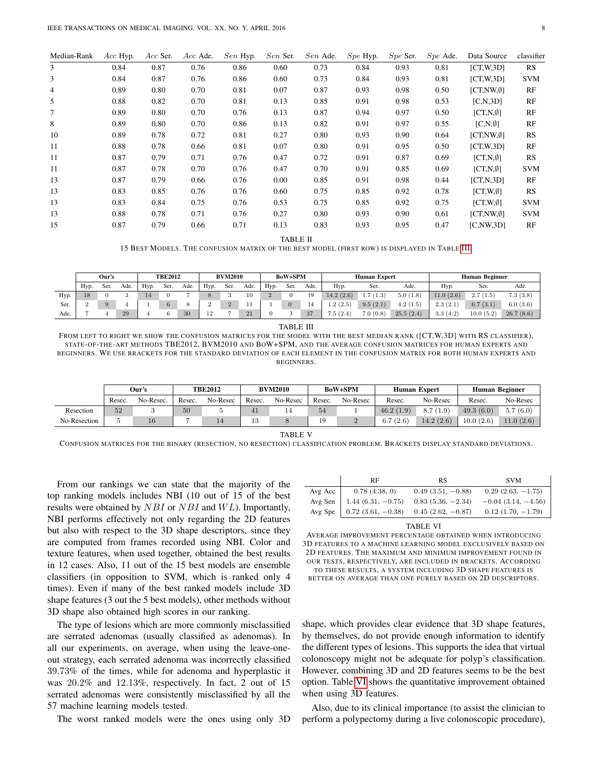| Median-Rank | $Acc$ Hyp. | $Acc$ Ser. | $Acc$ Ade. | $Sen$ Hyp. | $Sen$ Ser. | $Sen$ Ade. | $Spe$ Hyp. | $Spe$ Ser. | $Spe$ Ade. | Data Source | classifier |
|---|---|---|---|---|---|---|---|---|---|---|---|
| 3 | 0.84 | 0.87 | 0.76 | 0.86 | 0.60 | 0.73 | 0.84 | 0.93 | 0.81 | [CT,W,3D] | RS |
| 3 | 0.84 | 0.87 | 0.76 | 0.86 | 0.60 | 0.73 | 0.84 | 0.93 | 0.81 | [CT,W,3D] | SVM |
| 4 | 0.89 | 0.80 | 0.70 | 0.81 | 0.07 | 0.87 | 0.93 | 0.98 | 0.50 | [CT,NW,$\emptyset$] | RF |
| 5 | 0.88 | 0.82 | 0.70 | 0.81 | 0.13 | 0.85 | 0.91 | 0.98 | 0.53 | [C,N,3D] | RF |
| 7 | 0.89 | 0.80 | 0.70 | 0.76 | 0.13 | 0.87 | 0.94 | 0.97 | 0.50 | [CT,N,$\emptyset$] | RF |
| 8 | 0.89 | 0.80 | 0.70 | 0.86 | 0.13 | 0.82 | 0.91 | 0.97 | 0.55 | [C,N,$\emptyset$] | RF |
| 10 | 0.89 | 0.78 | 0.72 | 0.81 | 0.27 | 0.80 | 0.93 | 0.90 | 0.64 | [CT,NW,$\emptyset$] | RS |
| 11 | 0.88 | 0.78 | 0.66 | 0.81 | 0.07 | 0.80 | 0.91 | 0.95 | 0.50 | [CT,W,3D] | RF |
| 11 | 0.87 | 0.79 | 0.71 | 0.76 | 0.47 | 0.72 | 0.91 | 0.87 | 0.69 | [CT,N,$\emptyset$] | RS |
| 11 | 0.87 | 0.78 | 0.70 | 0.76 | 0.47 | 0.70 | 0.91 | 0.85 | 0.69 | [CT,N,$\emptyset$] | SVM |
| 13 | 0.87 | 0.79 | 0.66 | 0.76 | 0.00 | 0.85 | 0.91 | 0.98 | 0.44 | [CT,N,3D] | RF |
| 13 | 0.83 | 0.85 | 0.76 | 0.76 | 0.60 | 0.75 | 0.85 | 0.92 | 0.78 | [CT,W,$\emptyset$] | RS |
| 13 | 0.83 | 0.84 | 0.75 | 0.76 | 0.53 | 0.75 | 0.85 | 0.92 | 0.75 | [CT,W,$\emptyset$] | SVM |
| 13 | 0.88 | 0.78 | 0.71 | 0.76 | 0.27 | 0.80 | 0.93 | 0.90 | 0.61 | [CT,NW,$\emptyset$] | SVM |
| 15 | 0.87 | 0.79 | 0.66 | 0.71 | 0.13 | 0.83 | 0.93 | 0.95 | 0.47 | [C,NW,3D] | RF |

TABLE II

15 BEST MODELS. THE CONFUSION MATRIX OF THE BEST MODEL (FIRST ROW) IS DISPLAYED IN TABLE III.

| | Our's | | | TBE2012 | | | BVM2010 | | | BoW+SPM | | | Human Expert | | | Human Beginner | | |
|---|---|---|---|---|---|---|---|---|---|---|---|---|---|---|---|---|---|---|
| | Hyp. | Ser. | Ade. | Hyp. | Ser. | Ade. | Hyp. | Ser. | Ade. | Hyp. | Ser. | Ade. | Hyp. | Ser. | Ade. | Hyp. | Ser. | Ade. |
| Hyp. | 18 | 0 | 3 | 14 | 0 | 7 | 8 | 3 | 10 | 2 | 0 | 19 | 14.2 (2.6) | 1.7 (1.3) | 5.0 (1.8) | 11.0 (2.6) | 2.7 (1.5) | 7.3 (3.8) |
| Ser. | 2 | 9 | 4 | 1 | 6 | 8 | 2 | 2 | 11 | 1 | 0 | 14 | 1.2 (2.5) | 9.5 (2.1) | 4.2 (1.5) | 2.3 (2.1) | 6.7 (3.1) | 6.0 (3.6) |
| Ade. | 7 | 4 | 29 | 4 | 6 | 30 | 12 | 7 | 21 | 0 | 3 | 37 | 7.5 (2.4) | 7.0 (0.8) | 25.5 (2.4) | 3.3 (4.2) | 10.0 (5.2) | 26.7 (8.6) |

TABLE III

FROM LEFT TO RIGHT WE SHOW THE CONFUSION MATRICES FOR THE MODEL WITH THE BEST MEDIAN RANK ([CT,W,3D] WITH RS CLASSIFIER), STATE-OF-THE-ART METHODS TBE2012, BVM2010 AND BOW+SPM, AND THE AVERAGE CONFUSION MATRICES FOR HUMAN EXPERTS AND BEGINNERS. WE USE BRACKETS FOR THE STANDARD DEVIATION OF EACH ELEMENT IN THE CONFUSION MATRIX FOR BOTH HUMAN EXPERTS AND BEGINNERS.

| | Our's | | TBE2012 | | BVM2010 | | BoW+SPM | | Human Expert | | Human Beginner | |
|---|---|---|---|---|---|---|---|---|---|---|---|---|
| | Resec. | No-Resec. | Resec. | No-Resec | Resec. | No-Resec | Resec. | No-Resec | Resec. | No-Resec | Resec. | No-Resec |
| Resection | 52 | 3 | 50 | 5 | 41 | 14 | 54 | 1 | 46.2 (1.9) | 8.7 (1.9) | 49.3 (6.0) | 5.7 (6.0) |
| No-Resection | 5 | 16 | 7 | 14 | 13 | 8 | 19 | 2 | 6.7 (2.6) | 14.2 (2.6) | 10.0 (2.6) | 11.0 (2.6) |

TABLE V

CONFUSION MATRICES FOR THE BINARY (RESECTION, NO RESECTION) CLASSIFICATION PROBLEM. BRACKETS DISPLAY STANDARD DEVIATIONS.

From our rankings we can state that the majority of the top ranking models includes NBI (10 out of 15 of the best results were obtained by $NBI$ or $NBI$ and $WL$). Importantly, NBI performs effectively not only regarding the 2D features but also with respect to the 3D shape descriptors, since they are computed from frames recorded using NBI. Color and texture features, when used together, obtained the best results in 12 cases. Also, 11 out of the 15 best models are ensemble classifiers (in opposition to SVM, which is ranked only 4 times). Even if many of the best ranked models include 3D shape features (3 out the 5 best models), other methods without 3D shape also obtained high scores in our ranking.

The type of lesions which are more commonly misclassified are serrated adenomas (usually classified as adenomas). In all our experiments, on average, when using the leave-one-out strategy, each serrated adenoma was incorrectly classified 39.73% of the times, while for adenoma and hyperplastic it was 20.2% and 12.13%, respectively. In fact, 2 out of 15 serrated adenomas were consistently misclassified by all the 57 machine learning models tested.

The worst ranked models were the ones using only 3D shape, which provides clear evidence that 3D shape features, by themselves, do not provide enough information to identify the different types of lesions. This supports the idea that virtual colonoscopy might not be adequate for polyp's classification. However, combining 3D and 2D features seems to be the best option. Table VI shows the quantitative improvement obtained when using 3D features.

| | RF | RS | SVM |
|---|---|---|---|
| Avg Acc | 0.78 (4.38, 0) | 0.49 (3.51, −0.88) | 0.29 (2.63, −1.75) |
| Avg Sen | 1.44 (6.31, −0.75) | 0.83 (5.36, −2.34) | −0.04 (3.14, −4.56) |
| Avg Spe | 0.72 (3.61, −0.38) | 0.45 (2.62, −0.87) | 0.12 (1.70, −1.79) |

TABLE VI

AVERAGE IMPROVEMENT PERCENTAGE OBTAINED WHEN INTRODUCING 3D FEATURES TO A MACHINE LEARNING MODEL EXCLUSIVELY BASED ON 2D FEATURES. THE MAXIMUM AND MINIMUM IMPROVEMENT FOUND IN OUR TESTS, RESPECTIVELY, ARE INCLUDED IN BRACKETS. ACCORDING TO THESE RESULTS, A SYSTEM INCLUDING 3D SHAPE FEATURES IS BETTER ON AVERAGE THAN ONE PURELY BASED ON 2D DESCRIPTORS.

Also, due to its clinical importance (to assist the clinician to perform a polypectomy during a live colonoscopic procedure),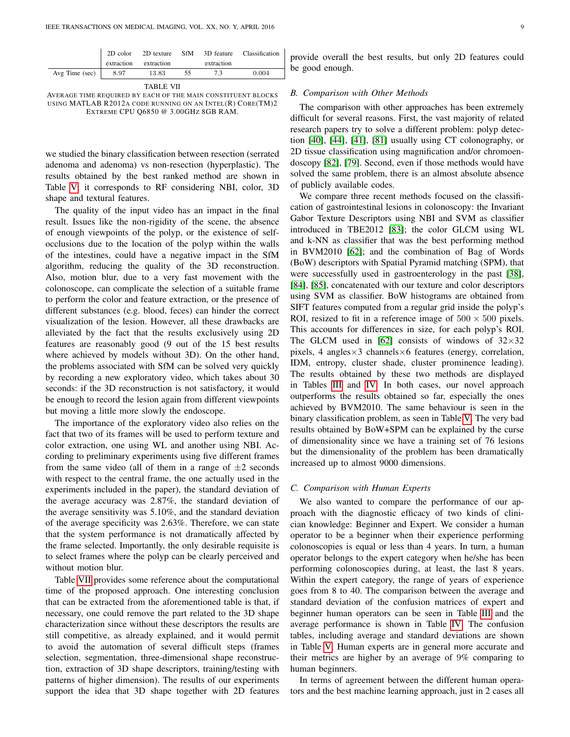| | 2D color extraction | 2D texture extraction | SfM | 3D feature extraction | Classification |
|---|---|---|---|---|---|
| Avg Time (sec) | 8.97 | 13.83 | 55 | 7.3 | 0.004 |

TABLE VII
AVERAGE TIME REQUIRED BY EACH OF THE MAIN CONSTITUENT BLOCKS USING MATLAB R2012A CODE RUNNING ON AN INTEL(R) CORE(TM)2 EXTREME CPU Q6850 @ 3.00GHZ 8GB RAM.

we studied the binary classification between resection (serrated adenoma and adenoma) vs non-resection (hyperplastic). The results obtained by the best ranked method are shown in Table V: it corresponds to RF considering NBI, color, 3D shape and textural features.

The quality of the input video has an impact in the final result. Issues like the non-rigidity of the scene, the absence of enough viewpoints of the polyp, or the existence of self-occlusions due to the location of the polyp within the walls of the intestines, could have a negative impact in the SfM algorithm, reducing the quality of the 3D reconstruction. Also, motion blur, due to a very fast movement with the colonoscope, can complicate the selection of a suitable frame to perform the color and feature extraction, or the presence of different substances (e.g. blood, feces) can hinder the correct visualization of the lesion. However, all these drawbacks are alleviated by the fact that the results exclusively using 2D features are reasonably good (9 out of the 15 best results where achieved by models without 3D). On the other hand, the problems associated with SfM can be solved very quickly by recording a new exploratory video, which takes about 30 seconds: if the 3D reconstruction is not satisfactory, it would be enough to record the lesion again from different viewpoints but moving a little more slowly the endoscope.

The importance of the exploratory video also relies on the fact that two of its frames will be used to perform texture and color extraction, one using WL and another using NBI. According to preliminary experiments using five different frames from the same video (all of them in a range of $\pm 2$ seconds with respect to the central frame, the one actually used in the experiments included in the paper), the standard deviation of the average accuracy was 2.87%, the standard deviation of the average sensitivity was 5.10%, and the standard deviation of the average specificity was 2.63%. Therefore, we can state that the system performance is not dramatically affected by the frame selected. Importantly, the only desirable requisite is to select frames where the polyp can be clearly perceived and without motion blur.

Table VII provides some reference about the computational time of the proposed approach. One interesting conclusion that can be extracted from the aforementioned table is that, if necessary, one could remove the part related to the 3D shape characterization since without these descriptors the results are still competitive, as already explained, and it would permit to avoid the automation of several difficult steps (frames selection, segmentation, three-dimensional shape reconstruction, extraction of 3D shape descriptors, training/testing with patterns of higher dimension). The results of our experiments support the idea that 3D shape together with 2D features provide overall the best results, but only 2D features could be good enough.

## B. Comparison with Other Methods

The comparison with other approaches has been extremely difficult for several reasons. First, the vast majority of related research papers try to solve a different problem: polyp detection [40], [44], [41], [81] usually using CT colonography, or 2D tissue classification using magnification and/or chromoendoscopy [82], [79]. Second, even if those methods would have solved the same problem, there is an almost absolute absence of publicly available codes.

We compare three recent methods focused on the classification of gastrointestinal lesions in colonoscopy: the Invariant Gabor Texture Descriptors using NBI and SVM as classifier introduced in TBE2012 [83]; the color GLCM using WL and k-NN as classifier that was the best performing method in BVM2010 [62]; and the combination of Bag of Words (BoW) descriptors with Spatial Pyramid matching (SPM), that were successfully used in gastroenterology in the past [38], [84], [85], concatenated with our texture and color descriptors using SVM as classifier. BoW histograms are obtained from SIFT features computed from a regular grid inside the polyp's ROI, resized to fit in a reference image of $500 \times 500$ pixels. This accounts for differences in size, for each polyp's ROI. The GLCM used in [62] consists of windows of $32 \times 32$ pixels, 4 angles$\times$3 channels$\times$6 features (energy, correlation, IDM, entropy, cluster shade, cluster prominence leading). The results obtained by these two methods are displayed in Tables III and IV. In both cases, our novel approach outperforms the results obtained so far, especially the ones achieved by BVM2010. The same behaviour is seen in the binary classification problem, as seen in Table V. The very bad results obtained by BoW+SPM can be explained by the curse of dimensionality since we have a training set of 76 lesions but the dimensionality of the problem has been dramatically increased up to almost 9000 dimensions.

## C. Comparison with Human Experts

We also wanted to compare the performance of our approach with the diagnostic efficacy of two kinds of clinician knowledge: Beginner and Expert. We consider a human operator to be a beginner when their experience performing colonoscopies is equal or less than 4 years. In turn, a human operator belongs to the expert category when he/she has been performing colonoscopies during, at least, the last 8 years. Within the expert category, the range of years of experience goes from 8 to 40. The comparison between the average and standard deviation of the confusion matrices of expert and beginner human operators can be seen in Table III and the average performance is shown in Table IV. The confusion tables, including average and standard deviations are shown in Table V. Human experts are in general more accurate and their metrics are higher by an average of 9% comparing to human beginners.

In terms of agreement between the different human operators and the best machine learning approach, just in 2 cases all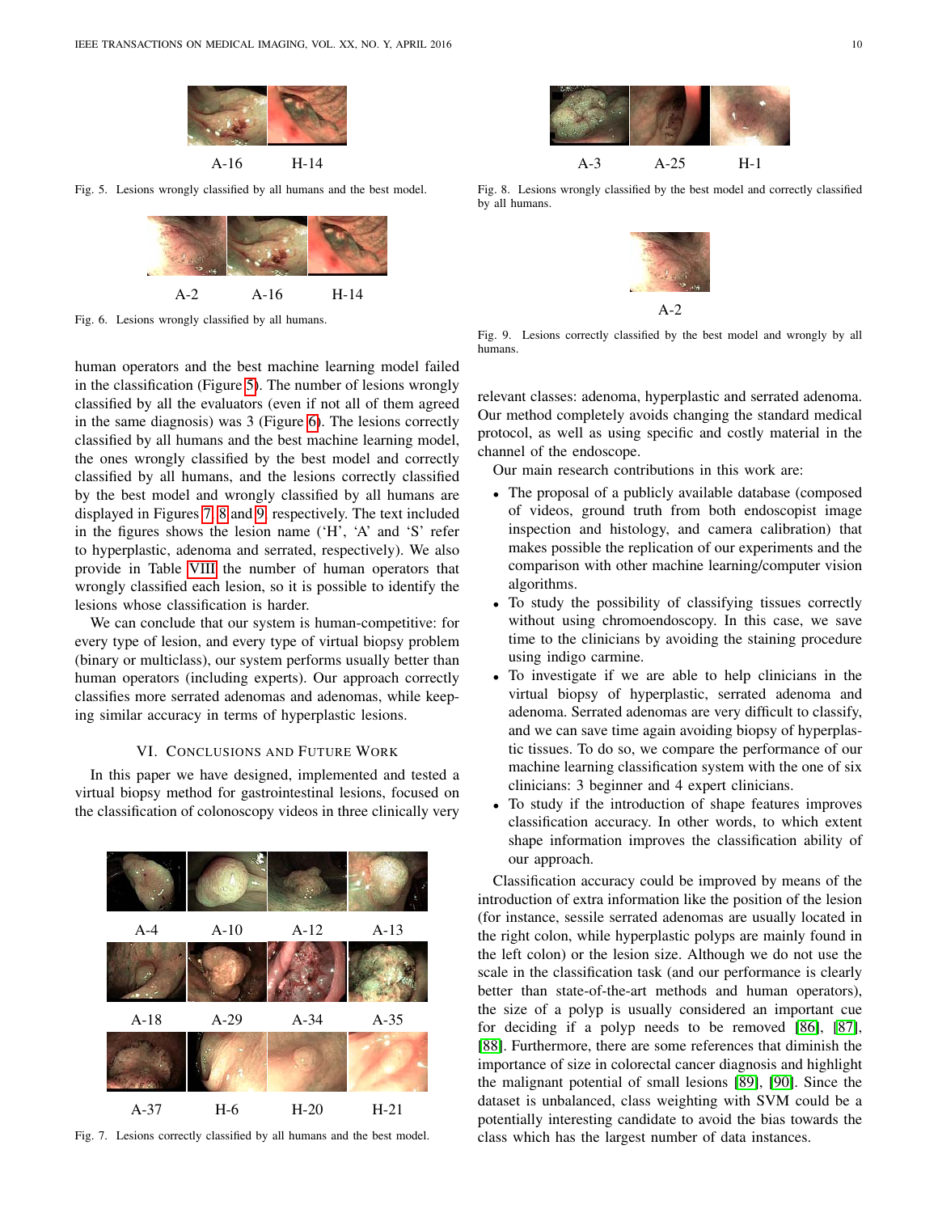A-16 H-14

Fig. 5. Lesions wrongly classified by all humans and the best model.

A-2 A-16 H-14

Fig. 6. Lesions wrongly classified by all humans.

human operators and the best machine learning model failed in the classification (Figure 5). The number of lesions wrongly classified by all the evaluators (even if not all of them agreed in the same diagnosis) was 3 (Figure 6). The lesions correctly classified by all humans and the best machine learning model, the ones wrongly classified by the best model and correctly classified by all humans, and the lesions correctly classified by the best model and wrongly classified by all humans are displayed in Figures 7, 8 and 9, respectively. The text included in the figures shows the lesion name ('H', 'A' and 'S' refer to hyperplastic, adenoma and serrated, respectively). We also provide in Table VIII the number of human operators that wrongly classified each lesion, so it is possible to identify the lesions whose classification is harder.

We can conclude that our system is human-competitive: for every type of lesion, and every type of virtual biopsy problem (binary or multiclass), our system performs usually better than human operators (including experts). Our approach correctly classifies more serrated adenomas and adenomas, while keeping similar accuracy in terms of hyperplastic lesions.

## VI. Conclusions and Future Work

In this paper we have designed, implemented and tested a virtual biopsy method for gastrointestinal lesions, focused on the classification of colonoscopy videos in three clinically very relevant classes: adenoma, hyperplastic and serrated adenoma. Our method completely avoids changing the standard medical protocol, as well as using specific and costly material in the channel of the endoscope.

Our main research contributions in this work are:

- The proposal of a publicly available database (composed of videos, ground truth from both endoscopist image inspection and histology, and camera calibration) that makes possible the replication of our experiments and the comparison with other machine learning/computer vision algorithms.
- To study the possibility of classifying tissues correctly without using chromoendoscopy. In this case, we save time to the clinicians by avoiding the staining procedure using indigo carmine.
- To investigate if we are able to help clinicians in the virtual biopsy of hyperplastic, serrated adenoma and adenoma. Serrated adenomas are very difficult to classify, and we can save time again avoiding biopsy of hyperplastic tissues. To do so, we compare the performance of our machine learning classification system with the one of six clinicians: 3 beginner and 4 expert clinicians.
- To study if the introduction of shape features improves classification accuracy. In other words, to which extent shape information improves the classification ability of our approach.

Classification accuracy could be improved by means of the introduction of extra information like the position of the lesion (for instance, sessile serrated adenomas are usually located in the right colon, while hyperplastic polyps are mainly found in the left colon) or the lesion size. Although we do not use the scale in the classification task (and our performance is clearly better than state-of-the-art methods and human operators), the size of a polyp is usually considered an important cue for deciding if a polyp needs to be removed [86], [87], [88]. Furthermore, there are some references that diminish the importance of size in colorectal cancer diagnosis and highlight the malignant potential of small lesions [89], [90]. Since the dataset is unbalanced, class weighting with SVM could be a potentially interesting candidate to avoid the bias towards the class which has the largest number of data instances.

A-4 A-10 A-12 A-13

A-18 A-29 A-34 A-35

A-37 H-6 H-20 H-21

Fig. 7. Lesions correctly classified by all humans and the best model.

A-3 A-25 H-1

Fig. 8. Lesions wrongly classified by the best model and correctly classified by all humans.

A-2

Fig. 9. Lesions correctly classified by the best model and wrongly by all humans.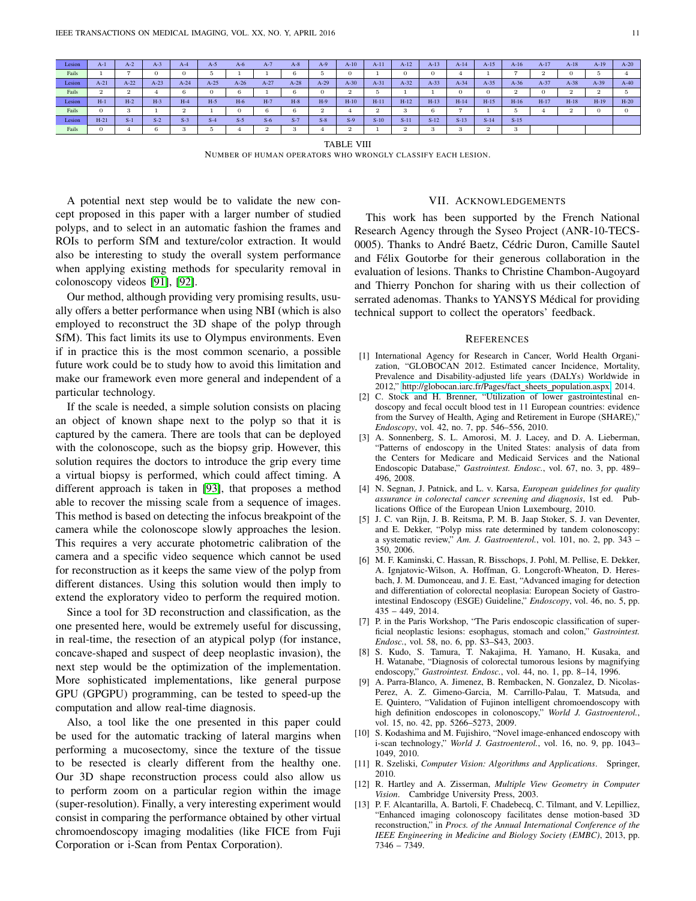| Lesion | A-1 | A-2 | A-3 | A-4 | A-5 | A-6 | A-7 | A-8 | A-9 | A-10 | A-11 | A-12 | A-13 | A-14 | A-15 | A-16 | A-17 | A-18 | A-19 | A-20 |
|---|---|---|---|---|---|---|---|---|---|---|---|---|---|---|---|---|---|---|---|---|
| Fails | 1 | 7 | 0 | 0 | 5 | 1 | 1 | 6 | 5 | 0 | 1 | 0 | 0 | 4 | 1 | 7 | 2 | 0 | 5 | 4 |
| Lesion | A-21 | A-22 | A-23 | A-24 | A-25 | A-26 | A-27 | A-28 | A-29 | A-30 | A-31 | A-32 | A-33 | A-34 | A-35 | A-36 | A-37 | A-38 | A-39 | A-40 |
| Fails | 2 | 2 | 4 | 6 | 0 | 6 | 1 | 6 | 0 | 2 | 5 | 1 | 1 | 0 | 0 | 2 | 0 | 2 | 2 | 5 |
| Lesion | H-1 | H-2 | H-3 | H-4 | H-5 | H-6 | H-7 | H-8 | H-9 | H-10 | H-11 | H-12 | H-13 | H-14 | H-15 | H-16 | H-17 | H-18 | H-19 | H-20 |
| Fails | 0 | 3 | 1 | 2 | 1 | 0 | 6 | 6 | 2 | 4 | 2 | 3 | 6 | 7 | 1 | 5 | 4 | 2 | 0 | 0 |
| Lesion | H-21 | S-1 | S-2 | S-3 | S-4 | S-5 | S-6 | S-7 | S-8 | S-9 | S-10 | S-11 | S-12 | S-13 | S-14 | S-15 | | | | |
| Fails | 0 | 4 | 6 | 3 | 5 | 4 | 2 | 3 | 4 | 2 | 1 | 2 | 3 | 3 | 2 | 3 | | | | |

TABLE VIII

NUMBER OF HUMAN OPERATORS WHO WRONGLY CLASSIFY EACH LESION.

A potential next step would be to validate the new concept proposed in this paper with a larger number of studied polyps, and to select in an automatic fashion the frames and ROIs to perform SfM and texture/color extraction. It would also be interesting to study the overall system performance when applying existing methods for specularity removal in colonoscopy videos [91], [92].

Our method, although providing very promising results, usually offers a better performance when using NBI (which is also employed to reconstruct the 3D shape of the polyp through SfM). This fact limits its use to Olympus environments. Even if in practice this is the most common scenario, a possible future work could be to study how to avoid this limitation and make our framework even more general and independent of a particular technology.

If the scale is needed, a simple solution consists on placing an object of known shape next to the polyp so that it is captured by the camera. There are tools that can be deployed with the colonoscope, such as the biopsy grip. However, this solution requires the doctors to introduce the grip every time a virtual biopsy is performed, which could affect timing. A different approach is taken in [93], that proposes a method able to recover the missing scale from a sequence of images. This method is based on detecting the infocus breakpoint of the camera while the colonoscope slowly approaches the lesion. This requires a very accurate photometric calibration of the camera and a specific video sequence which cannot be used for reconstruction as it keeps the same view of the polyp from different distances. Using this solution would then imply to extend the exploratory video to perform the required motion.

Since a tool for 3D reconstruction and classification, as the one presented here, would be extremely useful for discussing, in real-time, the resection of an atypical polyp (for instance, concave-shaped and suspect of deep neoplastic invasion), the next step would be the optimization of the implementation. More sophisticated implementations, like general purpose GPU (GPGPU) programming, can be tested to speed-up the computation and allow real-time diagnosis.

Also, a tool like the one presented in this paper could be used for the automatic tracking of lateral margins when performing a mucosectomy, since the texture of the tissue to be resected is clearly different from the healthy one. Our 3D shape reconstruction process could also allow us to perform zoom on a particular region within the image (super-resolution). Finally, a very interesting experiment would consist in comparing the performance obtained by other virtual chromoendoscopy imaging modalities (like FICE from Fuji Corporation or i-Scan from Pentax Corporation).

## VII. ACKNOWLEDGEMENTS

This work has been supported by the French National Research Agency through the Syseo Project (ANR-10-TECS-0005). Thanks to André Baetz, Cédric Duron, Camille Sautel and Félix Goutorbe for their generous collaboration in the evaluation of lesions. Thanks to Christine Chambon-Augoyard and Thierry Ponchon for sharing with us their collection of serrated adenomas. Thanks to YANSYS Médical for providing technical support to collect the operators' feedback.

## REFERENCES

[1] International Agency for Research in Cancer, World Health Organization, "GLOBOCAN 2012. Estimated cancer Incidence, Mortality, Prevalence and Disability-adjusted life years (DALYs) Worldwide in 2012," http://globocan.iarc.fr/Pages/fact_sheets_population.aspx, 2014.

[2] C. Stock and H. Brenner, "Utilization of lower gastrointestinal endoscopy and fecal occult blood test in 11 European countries: evidence from the Survey of Health, Aging and Retirement in Europe (SHARE)," *Endoscopy*, vol. 42, no. 7, pp. 546–556, 2010.

[3] A. Sonnenberg, S. L. Amorosi, M. J. Lacey, and D. A. Lieberman, "Patterns of endoscopy in the United States: analysis of data from the Centers for Medicare and Medicaid Services and the National Endoscopic Database," *Gastrointest. Endosc.*, vol. 67, no. 3, pp. 489–496, 2008.

[4] N. Segnan, J. Patnick, and L. v. Karsa, *European guidelines for quality assurance in colorectal cancer screening and diagnosis*, 1st ed. Publications Office of the European Union Luxembourg, 2010.

[5] J. C. van Rijn, J. B. Reitsma, P. M. B. Jaap Stoker, S. J. van Deventer, and E. Dekker, "Polyp miss rate determined by tandem colonoscopy: a systematic review," *Am. J. Gastroenterol.*, vol. 101, no. 2, pp. 343 – 350, 2006.

[6] M. F. Kaminski, C. Hassan, R. Bisschops, J. Pohl, M. Pellise, E. Dekker, A. Ignjatovic-Wilson, A. Hoffman, G. Longcroft-Wheaton, D. Heresbach, J. M. Dumonceau, and J. E. East, "Advanced imaging for detection and differentiation of colorectal neoplasia: European Society of Gastrointestinal Endoscopy (ESGE) Guideline," *Endoscopy*, vol. 46, no. 5, pp. 435 – 449, 2014.

[7] P. in the Paris Workshop, "The Paris endoscopic classification of superficial neoplastic lesions: esophagus, stomach and colon," *Gastrointest. Endosc.*, vol. 58, no. 6, pp. S3–S43, 2003.

[8] S. Kudo, S. Tamura, T. Nakajima, H. Yamano, H. Kusaka, and H. Watanabe, "Diagnosis of colorectal tumorous lesions by magnifying endoscopy," *Gastrointest. Endosc.*, vol. 44, no. 1, pp. 8–14, 1996.

[9] A. Parra-Blanco, A. Jimenez, B. Rembacken, N. Gonzalez, D. Nicolas-Perez, A. Z. Gimeno-Garcia, M. Carrillo-Palau, T. Matsuda, and E. Quintero, "Validation of Fujinon intelligent chromoendoscopy with high definition endoscopes in colonoscopy," *World J. Gastroenterol.*, vol. 15, no. 42, pp. 5266–5273, 2009.

[10] S. Kodashima and M. Fujishiro, "Novel image-enhanced endoscopy with i-scan technology," *World J. Gastroenterol.*, vol. 16, no. 9, pp. 1043–1049, 2010.

[11] R. Szeliski, *Computer Vision: Algorithms and Applications*. Springer, 2010.

[12] R. Hartley and A. Zisserman, *Multiple View Geometry in Computer Vision*. Cambridge University Press, 2003.

[13] P. F. Alcantarilla, A. Bartoli, F. Chadebecq, C. Tilmant, and V. Lepilliez, "Enhanced imaging colonoscopy facilitates dense motion-based 3D reconstruction," in *Procs. of the Annual International Conference of the IEEE Engineering in Medicine and Biology Society (EMBC)*, 2013, pp. 7346 – 7349.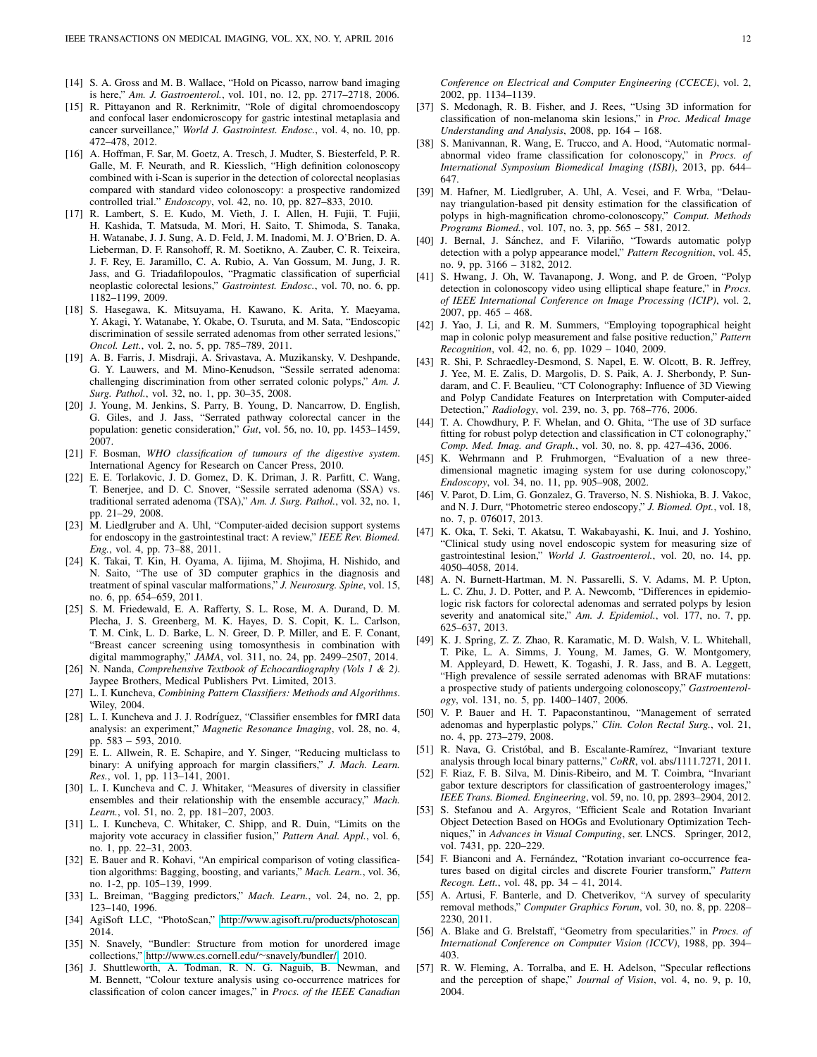[14] S. A. Gross and M. B. Wallace, "Hold on Picasso, narrow band imaging is here," *Am. J. Gastroenterol.*, vol. 101, no. 12, pp. 2717–2718, 2006.

[15] R. Pittayanon and R. Rerknimitr, "Role of digital chromoendoscopy and confocal laser endomicroscopy for gastric intestinal metaplasia and cancer surveillance," *World J. Gastrointest. Endosc.*, vol. 4, no. 10, pp. 472–478, 2012.

[16] A. Hoffman, F. Sar, M. Goetz, A. Tresch, J. Mudter, S. Biesterfeld, P. R. Galle, M. F. Neurath, and R. Kiesslich, "High definition colonoscopy combined with i-Scan is superior in the detection of colorectal neoplasias compared with standard video colonoscopy: a prospective randomized controlled trial." *Endoscopy*, vol. 42, no. 10, pp. 827–833, 2010.

[17] R. Lambert, S. E. Kudo, M. Vieth, J. I. Allen, H. Fujii, T. Fujii, H. Kashida, T. Matsuda, M. Mori, H. Saito, T. Shimoda, S. Tanaka, H. Watanabe, J. J. Sung, A. D. Feld, J. M. Inadomi, M. J. O'Brien, D. A. Lieberman, D. F. Ransohoff, R. M. Soetikno, A. Zauber, C. R. Teixeira, J. F. Rey, E. Jaramillo, C. A. Rubio, A. Van Gossum, M. Jung, J. R. Jass, and G. Triadafilopoulos, "Pragmatic classification of superficial neoplastic colorectal lesions," *Gastrointest. Endosc.*, vol. 70, no. 6, pp. 1182–1199, 2009.

[18] S. Hasegawa, K. Mitsuyama, H. Kawano, K. Arita, Y. Maeyama, Y. Akagi, Y. Watanabe, Y. Okabe, O. Tsuruta, and M. Sata, "Endoscopic discrimination of sessile serrated adenomas from other serrated lesions," *Oncol. Lett.*, vol. 2, no. 5, pp. 785–789, 2011.

[19] A. B. Farris, J. Misdraji, A. Srivastava, A. Muzikansky, V. Deshpande, G. Y. Lauwers, and M. Mino-Kenudson, "Sessile serrated adenoma: challenging discrimination from other serrated colonic polyps," *Am. J. Surg. Pathol.*, vol. 32, no. 1, pp. 30–35, 2008.

[20] J. Young, M. Jenkins, S. Parry, B. Young, D. Nancarrow, D. English, G. Giles, and J. Jass, "Serrated pathway colorectal cancer in the population: genetic consideration," *Gut*, vol. 56, no. 10, pp. 1453–1459, 2007.

[21] F. Bosman, *WHO classification of tumours of the digestive system*. International Agency for Research on Cancer Press, 2010.

[22] E. E. Torlakovic, J. D. Gomez, D. K. Driman, J. R. Parfitt, C. Wang, T. Benerjee, and D. C. Snover, "Sessile serrated adenoma (SSA) vs. traditional serrated adenoma (TSA)," *Am. J. Surg. Pathol.*, vol. 32, no. 1, pp. 21–29, 2008.

[23] M. Liedlgruber and A. Uhl, "Computer-aided decision support systems for endoscopy in the gastrointestinal tract: A review," *IEEE Rev. Biomed. Eng.*, vol. 4, pp. 73–88, 2011.

[24] K. Takai, T. Kin, H. Oyama, A. Iijima, M. Shojima, H. Nishido, and N. Saito, "The use of 3D computer graphics in the diagnosis and treatment of spinal vascular malformations," *J. Neurosurg. Spine*, vol. 15, no. 6, pp. 654–659, 2011.

[25] S. M. Friedewald, E. A. Rafferty, S. L. Rose, M. A. Durand, D. M. Plecha, J. S. Greenberg, M. K. Hayes, D. S. Copit, K. L. Carlson, T. M. Cink, L. D. Barke, L. N. Greer, D. P. Miller, and E. F. Conant, "Breast cancer screening using tomosynthesis in combination with digital mammography," *JAMA*, vol. 311, no. 24, pp. 2499–2507, 2014.

[26] N. Nanda, *Comprehensive Textbook of Echocardiography (Vols 1 & 2)*. Jaypee Brothers, Medical Publishers Pvt. Limited, 2013.

[27] L. I. Kuncheva, *Combining Pattern Classifiers: Methods and Algorithms*. Wiley, 2004.

[28] L. I. Kuncheva and J. J. Rodríguez, "Classifier ensembles for fMRI data analysis: an experiment," *Magnetic Resonance Imaging*, vol. 28, no. 4, pp. 583 – 593, 2010.

[29] E. L. Allwein, R. E. Schapire, and Y. Singer, "Reducing multiclass to binary: A unifying approach for margin classifiers," *J. Mach. Learn. Res.*, vol. 1, pp. 113–141, 2001.

[30] L. I. Kuncheva and C. J. Whitaker, "Measures of diversity in classifier ensembles and their relationship with the ensemble accuracy," *Mach. Learn.*, vol. 51, no. 2, pp. 181–207, 2003.

[31] L. I. Kuncheva, C. Whitaker, C. Shipp, and R. Duin, "Limits on the majority vote accuracy in classifier fusion," *Pattern Anal. Appl.*, vol. 6, no. 1, pp. 22–31, 2003.

[32] E. Bauer and R. Kohavi, "An empirical comparison of voting classification algorithms: Bagging, boosting, and variants," *Mach. Learn.*, vol. 36, no. 1-2, pp. 105–139, 1999.

[33] L. Breiman, "Bagging predictors," *Mach. Learn.*, vol. 24, no. 2, pp. 123–140, 1996.

[34] AgiSoft LLC, "PhotoScan," http://www.agisoft.ru/products/photoscan, 2014.

[35] N. Snavely, "Bundler: Structure from motion for unordered image collections," http://www.cs.cornell.edu/~snavely/bundler/, 2010.

[36] J. Shuttleworth, A. Todman, R. N. G. Naguib, B. Newman, and M. Bennett, "Colour texture analysis using co-occurrence matrices for classification of colon cancer images," in *Procs. of the IEEE Canadian Conference on Electrical and Computer Engineering (CCECE)*, vol. 2, 2002, pp. 1134–1139.

[37] S. Mcdonagh, R. B. Fisher, and J. Rees, "Using 3D information for classification of non-melanoma skin lesions," in *Proc. Medical Image Understanding and Analysis*, 2008, pp. 164 – 168.

[38] S. Manivannan, R. Wang, E. Trucco, and A. Hood, "Automatic normal-abnormal video frame classification for colonoscopy," in *Procs. of International Symposium Biomedical Imaging (ISBI)*, 2013, pp. 644–647.

[39] M. Hafner, M. Liedlgruber, A. Uhl, A. Vcsei, and F. Wrba, "Delaunay triangulation-based pit density estimation for the classification of polyps in high-magnification chromo-colonoscopy," *Comput. Methods Programs Biomed.*, vol. 107, no. 3, pp. 565 – 581, 2012.

[40] J. Bernal, J. Sánchez, and F. Vilariño, "Towards automatic polyp detection with a polyp appearance model," *Pattern Recognition*, vol. 45, no. 9, pp. 3166 – 3182, 2012.

[41] S. Hwang, J. Oh, W. Tavanapong, J. Wong, and P. de Groen, "Polyp detection in colonoscopy video using elliptical shape feature," in *Procs. of IEEE International Conference on Image Processing (ICIP)*, vol. 2, 2007, pp. 465 – 468.

[42] J. Yao, J. Li, and R. M. Summers, "Employing topographical height map in colonic polyp measurement and false positive reduction," *Pattern Recognition*, vol. 42, no. 6, pp. 1029 – 1040, 2009.

[43] R. Shi, P. Schraedley-Desmond, S. Napel, E. W. Olcott, B. R. Jeffrey, J. Yee, M. E. Zalis, D. Margolis, D. S. Paik, A. J. Sherbondy, P. Sundaram, and C. F. Beaulieu, "CT Colonography: Influence of 3D Viewing and Polyp Candidate Features on Interpretation with Computer-aided Detection," *Radiology*, vol. 239, no. 3, pp. 768–776, 2006.

[44] T. A. Chowdhury, P. F. Whelan, and O. Ghita, "The use of 3D surface fitting for robust polyp detection and classification in CT colonography," *Comp. Med. Imag. and Graph.*, vol. 30, no. 8, pp. 427–436, 2006.

[45] K. Wehrmann and P. Fruhmorgen, "Evaluation of a new three-dimensional magnetic imaging system for use during colonoscopy," *Endoscopy*, vol. 34, no. 11, pp. 905–908, 2002.

[46] V. Parot, D. Lim, G. Gonzalez, G. Traverso, N. S. Nishioka, B. J. Vakoc, and N. J. Durr, "Photometric stereo endoscopy," *J. Biomed. Opt.*, vol. 18, no. 7, p. 076017, 2013.

[47] K. Oka, T. Seki, T. Akatsu, T. Wakabayashi, K. Inui, and J. Yoshino, "Clinical study using novel endoscopic system for measuring size of gastrointestinal lesion," *World J. Gastroenterol.*, vol. 20, no. 14, pp. 4050–4058, 2014.

[48] A. N. Burnett-Hartman, M. N. Passarelli, S. V. Adams, M. P. Upton, L. C. Zhu, J. D. Potter, and P. A. Newcomb, "Differences in epidemiologic risk factors for colorectal adenomas and serrated polyps by lesion severity and anatomical site," *Am. J. Epidemiol.*, vol. 177, no. 7, pp. 625–637, 2013.

[49] K. J. Spring, Z. Z. Zhao, R. Karamatic, M. D. Walsh, V. L. Whitehall, T. Pike, L. A. Simms, J. Young, M. James, G. W. Montgomery, M. Appleyard, D. Hewett, K. Togashi, J. R. Jass, and B. A. Leggett, "High prevalence of sessile serrated adenomas with BRAF mutations: a prospective study of patients undergoing colonoscopy," *Gastroenterology*, vol. 131, no. 5, pp. 1400–1407, 2006.

[50] V. P. Bauer and H. T. Papaconstantinou, "Management of serrated adenomas and hyperplastic polyps," *Clin. Colon Rectal Surg.*, vol. 21, no. 4, pp. 273–279, 2008.

[51] R. Nava, G. Cristóbal, and B. Escalante-Ramírez, "Invariant texture analysis through local binary patterns," *CoRR*, vol. abs/1111.7271, 2011.

[52] F. Riaz, F. B. Silva, M. Dinis-Ribeiro, and M. T. Coimbra, "Invariant gabor texture descriptors for classification of gastroenterology images," *IEEE Trans. Biomed. Engineering*, vol. 59, no. 10, pp. 2893–2904, 2012.

[53] S. Stefanou and A. Argyros, "Efficient Scale and Rotation Invariant Object Detection Based on HOGs and Evolutionary Optimization Techniques," in *Advances in Visual Computing*, ser. LNCS. Springer, 2012, vol. 7431, pp. 220–229.

[54] F. Bianconi and A. Fernández, "Rotation invariant co-occurrence features based on digital circles and discrete Fourier transform," *Pattern Recogn. Lett.*, vol. 48, pp. 34 – 41, 2014.

[55] A. Artusi, F. Banterle, and D. Chetverikov, "A survey of specularity removal methods," *Computer Graphics Forum*, vol. 30, no. 8, pp. 2208–2230, 2011.

[56] A. Blake and G. Brelstaff, "Geometry from specularities." in *Procs. of International Conference on Computer Vision (ICCV)*, 1988, pp. 394–403.

[57] R. W. Fleming, A. Torralba, and E. H. Adelson, "Specular reflections and the perception of shape," *Journal of Vision*, vol. 4, no. 9, p. 10, 2004.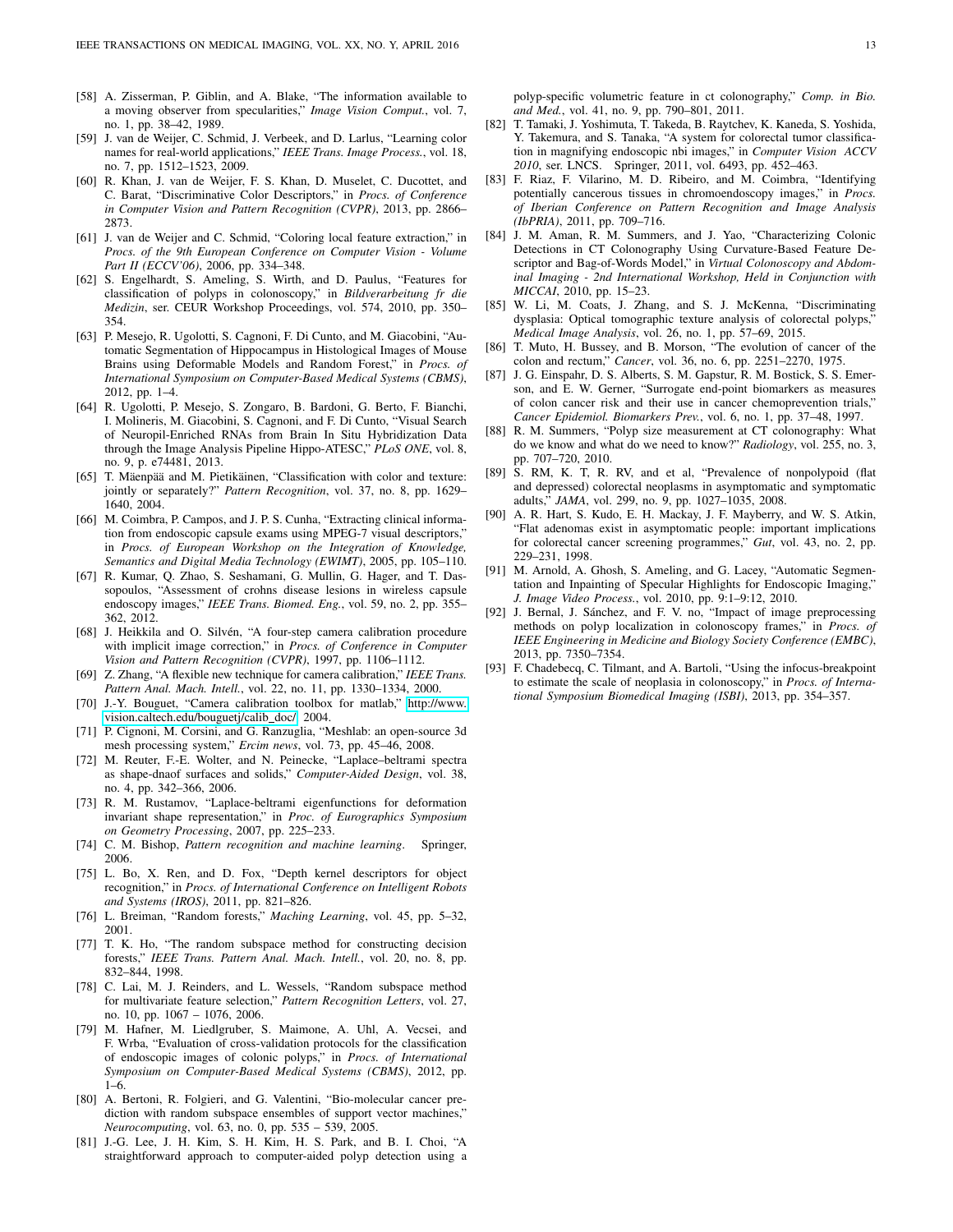[58] A. Zisserman, P. Giblin, and A. Blake, "The information available to a moving observer from specularities," *Image Vision Comput.*, vol. 7, no. 1, pp. 38–42, 1989.

[59] J. van de Weijer, C. Schmid, J. Verbeek, and D. Larlus, "Learning color names for real-world applications," *IEEE Trans. Image Process.*, vol. 18, no. 7, pp. 1512–1523, 2009.

[60] R. Khan, J. van de Weijer, F. S. Khan, D. Muselet, C. Ducottet, and C. Barat, "Discriminative Color Descriptors," in *Procs. of Conference in Computer Vision and Pattern Recognition (CVPR)*, 2013, pp. 2866–2873.

[61] J. van de Weijer and C. Schmid, "Coloring local feature extraction," in *Procs. of the 9th European Conference on Computer Vision - Volume Part II (ECCV'06)*, 2006, pp. 334–348.

[62] S. Engelhardt, S. Ameling, S. Wirth, and D. Paulus, "Features for classification of polyps in colonoscopy," in *Bildverarbeitung fr die Medizin*, ser. CEUR Workshop Proceedings, vol. 574, 2010, pp. 350–354.

[63] P. Mesejo, R. Ugolotti, S. Cagnoni, F. Di Cunto, and M. Giacobini, "Automatic Segmentation of Hippocampus in Histological Images of Mouse Brains using Deformable Models and Random Forest," in *Procs. of International Symposium on Computer-Based Medical Systems (CBMS)*, 2012, pp. 1–4.

[64] R. Ugolotti, P. Mesejo, S. Zongaro, B. Bardoni, G. Berto, F. Bianchi, I. Molineris, M. Giacobini, S. Cagnoni, and F. Di Cunto, "Visual Search of Neuropil-Enriched RNAs from Brain In Situ Hybridization Data through the Image Analysis Pipeline Hippo-ATESC," *PLoS ONE*, vol. 8, no. 9, p. e74481, 2013.

[65] T. Mäenpää and M. Pietikäinen, "Classification with color and texture: jointly or separately?" *Pattern Recognition*, vol. 37, no. 8, pp. 1629–1640, 2004.

[66] M. Coimbra, P. Campos, and J. P. S. Cunha, "Extracting clinical information from endoscopic capsule exams using MPEG-7 visual descriptors," in *Procs. of European Workshop on the Integration of Knowledge, Semantics and Digital Media Technology (EWIMT)*, 2005, pp. 105–110.

[67] R. Kumar, Q. Zhao, S. Seshamani, G. Mullin, G. Hager, and T. Dassopoulos, "Assessment of crohns disease lesions in wireless capsule endoscopy images," *IEEE Trans. Biomed. Eng.*, vol. 59, no. 2, pp. 355–362, 2012.

[68] J. Heikkila and O. Silvén, "A four-step camera calibration procedure with implicit image correction," in *Procs. of Conference in Computer Vision and Pattern Recognition (CVPR)*, 1997, pp. 1106–1112.

[69] Z. Zhang, "A flexible new technique for camera calibration," *IEEE Trans. Pattern Anal. Mach. Intell.*, vol. 22, no. 11, pp. 1330–1334, 2000.

[70] J.-Y. Bouguet, "Camera calibration toolbox for matlab," http://www.vision.caltech.edu/bouguetj/calib_doc/, 2004.

[71] P. Cignoni, M. Corsini, and G. Ranzuglia, "Meshlab: an open-source 3d mesh processing system," *Ercim news*, vol. 73, pp. 45–46, 2008.

[72] M. Reuter, F.-E. Wolter, and N. Peinecke, "Laplace–beltrami spectra as shape-dnaof surfaces and solids," *Computer-Aided Design*, vol. 38, no. 4, pp. 342–366, 2006.

[73] R. M. Rustamov, "Laplace-beltrami eigenfunctions for deformation invariant shape representation," in *Proc. of Eurographics Symposium on Geometry Processing*, 2007, pp. 225–233.

[74] C. M. Bishop, *Pattern recognition and machine learning*. Springer, 2006.

[75] L. Bo, X. Ren, and D. Fox, "Depth kernel descriptors for object recognition," in *Procs. of International Conference on Intelligent Robots and Systems (IROS)*, 2011, pp. 821–826.

[76] L. Breiman, "Random forests," *Maching Learning*, vol. 45, pp. 5–32, 2001.

[77] T. K. Ho, "The random subspace method for constructing decision forests," *IEEE Trans. Pattern Anal. Mach. Intell.*, vol. 20, no. 8, pp. 832–844, 1998.

[78] C. Lai, M. J. Reinders, and L. Wessels, "Random subspace method for multivariate feature selection," *Pattern Recognition Letters*, vol. 27, no. 10, pp. 1067 – 1076, 2006.

[79] M. Hafner, M. Liedlgruber, S. Maimone, A. Uhl, A. Vecsei, and F. Wrba, "Evaluation of cross-validation protocols for the classification of endoscopic images of colonic polyps," in *Procs. of International Symposium on Computer-Based Medical Systems (CBMS)*, 2012, pp. 1–6.

[80] A. Bertoni, R. Folgieri, and G. Valentini, "Bio-molecular cancer prediction with random subspace ensembles of support vector machines," *Neurocomputing*, vol. 63, no. 0, pp. 535 – 539, 2005.

[81] J.-G. Lee, J. H. Kim, S. H. Kim, H. S. Park, and B. I. Choi, "A straightforward approach to computer-aided polyp detection using a polyp-specific volumetric feature in ct colonography," *Comp. in Bio. and Med.*, vol. 41, no. 9, pp. 790–801, 2011.

[82] T. Tamaki, J. Yoshimuta, T. Takeda, B. Raytchev, K. Kaneda, S. Yoshida, Y. Takemura, and S. Tanaka, "A system for colorectal tumor classification in magnifying endoscopic nbi images," in *Computer Vision ACCV 2010*, ser. LNCS. Springer, 2011, vol. 6493, pp. 452–463.

[83] F. Riaz, F. Vilarino, M. D. Ribeiro, and M. Coimbra, "Identifying potentially cancerous tissues in chromoendoscopy images," in *Procs. of Iberian Conference on Pattern Recognition and Image Analysis (IbPRIA)*, 2011, pp. 709–716.

[84] J. M. Aman, R. M. Summers, and J. Yao, "Characterizing Colonic Detections in CT Colonography Using Curvature-Based Feature Descriptor and Bag-of-Words Model," in *Virtual Colonoscopy and Abdominal Imaging - 2nd International Workshop, Held in Conjunction with MICCAI*, 2010, pp. 15–23.

[85] W. Li, M. Coats, J. Zhang, and S. J. McKenna, "Discriminating dysplasia: Optical tomographic texture analysis of colorectal polyps," *Medical Image Analysis*, vol. 26, no. 1, pp. 57–69, 2015.

[86] T. Muto, H. Bussey, and B. Morson, "The evolution of cancer of the colon and rectum," *Cancer*, vol. 36, no. 6, pp. 2251–2270, 1975.

[87] J. G. Einspahr, D. S. Alberts, S. M. Gapstur, R. M. Bostick, S. S. Emerson, and E. W. Gerner, "Surrogate end-point biomarkers as measures of colon cancer risk and their use in cancer chemoprevention trials," *Cancer Epidemiol. Biomarkers Prev.*, vol. 6, no. 1, pp. 37–48, 1997.

[88] R. M. Summers, "Polyp size measurement at CT colonography: What do we know and what do we need to know?" *Radiology*, vol. 255, no. 3, pp. 707–720, 2010.

[89] S. RM, K. T, R. RV, and et al, "Prevalence of nonpolypoid (flat and depressed) colorectal neoplasms in asymptomatic and symptomatic adults," *JAMA*, vol. 299, no. 9, pp. 1027–1035, 2008.

[90] A. R. Hart, S. Kudo, E. H. Mackay, J. F. Mayberry, and W. S. Atkin, "Flat adenomas exist in asymptomatic people: important implications for colorectal cancer screening programmes," *Gut*, vol. 43, no. 2, pp. 229–231, 1998.

[91] M. Arnold, A. Ghosh, S. Ameling, and G. Lacey, "Automatic Segmentation and Inpainting of Specular Highlights for Endoscopic Imaging," *J. Image Video Process.*, vol. 2010, pp. 9:1–9:12, 2010.

[92] J. Bernal, J. Sánchez, and F. V. no, "Impact of image preprocessing methods on polyp localization in colonoscopy frames," in *Procs. of IEEE Engineering in Medicine and Biology Society Conference (EMBC)*, 2013, pp. 7350–7354.

[93] F. Chadebecq, C. Tilmant, and A. Bartoli, "Using the infocus-breakpoint to estimate the scale of neoplasia in colonoscopy," in *Procs. of International Symposium Biomedical Imaging (ISBI)*, 2013, pp. 354–357.